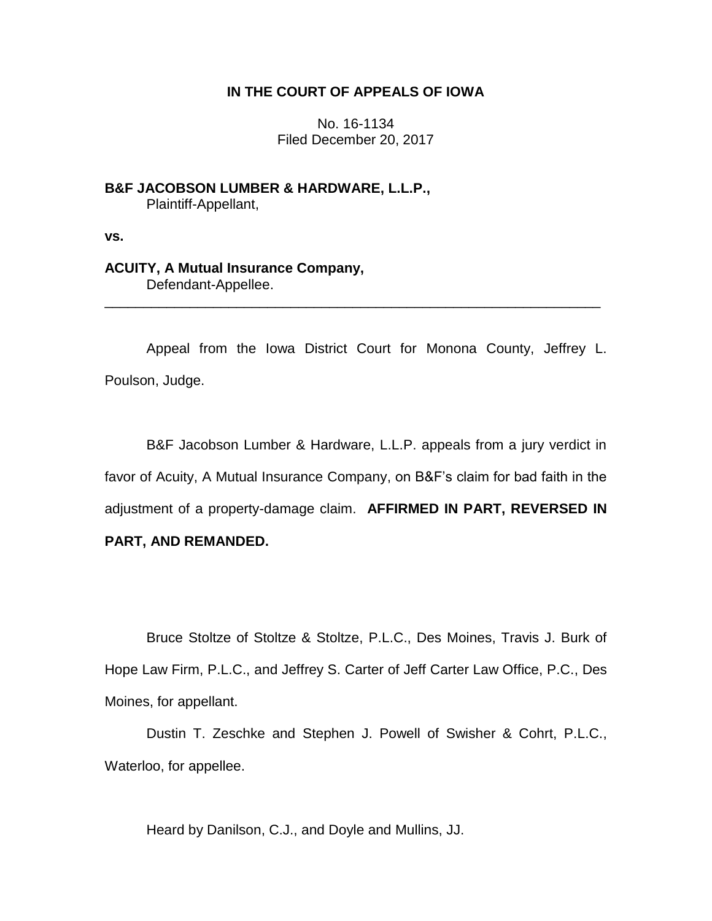**IN THE COURT OF APPEALS OF IOWA**

No. 16-1134
Filed December 20, 2017

**B&F JACOBSON LUMBER & HARDWARE, L.L.P.,**
Plaintiff-Appellant,

**vs.**

**ACUITY, A Mutual Insurance Company,**
Defendant-Appellee.

---

Appeal from the Iowa District Court for Monona County, Jeffrey L. Poulson, Judge.

B&F Jacobson Lumber & Hardware, L.L.P. appeals from a jury verdict in favor of Acuity, A Mutual Insurance Company, on B&F's claim for bad faith in the adjustment of a property-damage claim. **AFFIRMED IN PART, REVERSED IN PART, AND REMANDED.**

Bruce Stoltze of Stoltze & Stoltze, P.L.C., Des Moines, Travis J. Burk of Hope Law Firm, P.L.C., and Jeffrey S. Carter of Jeff Carter Law Office, P.C., Des Moines, for appellant.

Dustin T. Zeschke and Stephen J. Powell of Swisher & Cohrt, P.L.C., Waterloo, for appellee.

Heard by Danilson, C.J., and Doyle and Mullins, JJ.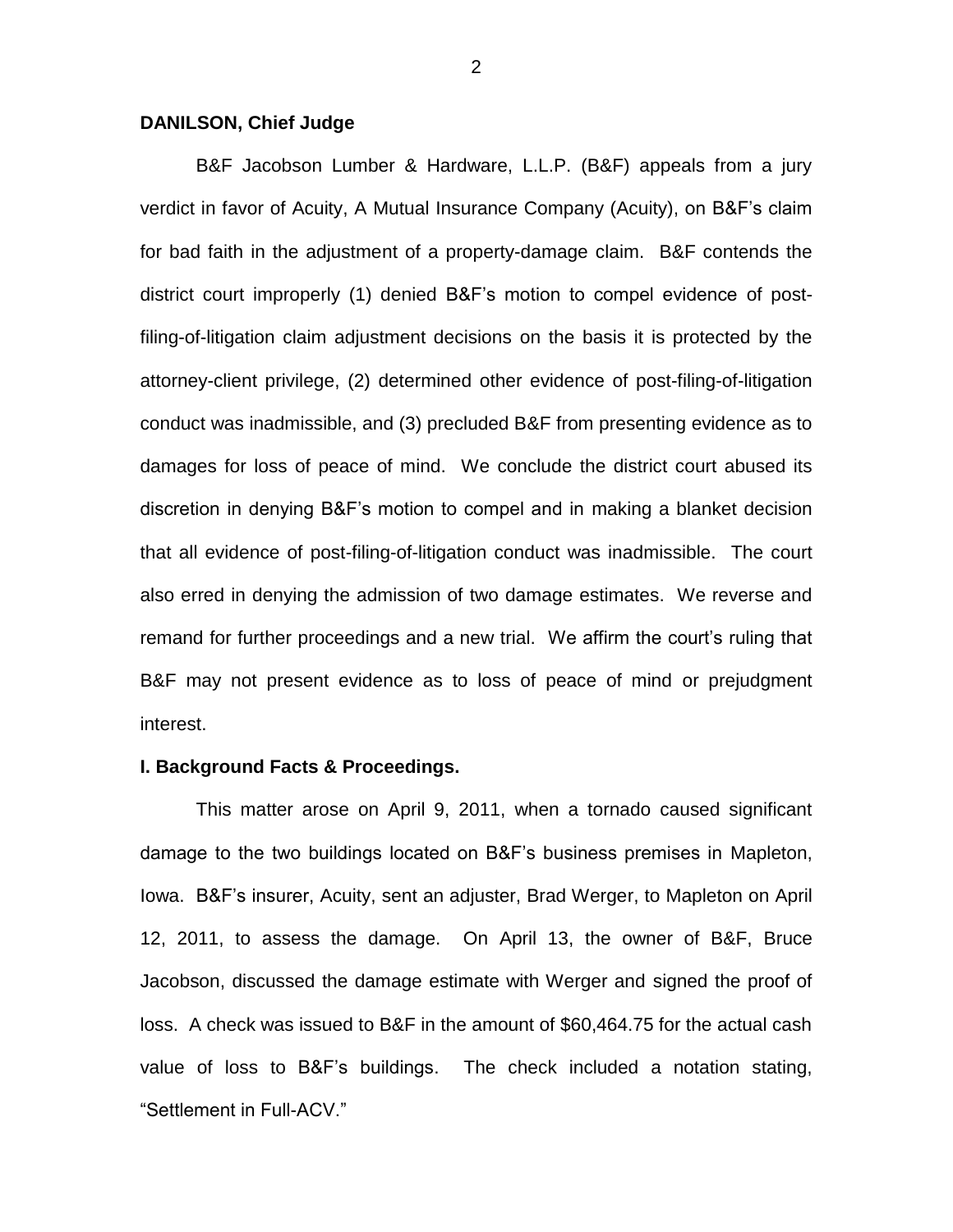**DANILSON, Chief Judge**

B&F Jacobson Lumber & Hardware, L.L.P. (B&F) appeals from a jury verdict in favor of Acuity, A Mutual Insurance Company (Acuity), on B&F's claim for bad faith in the adjustment of a property-damage claim. B&F contends the district court improperly (1) denied B&F's motion to compel evidence of post-filing-of-litigation claim adjustment decisions on the basis it is protected by the attorney-client privilege, (2) determined other evidence of post-filing-of-litigation conduct was inadmissible, and (3) precluded B&F from presenting evidence as to damages for loss of peace of mind. We conclude the district court abused its discretion in denying B&F's motion to compel and in making a blanket decision that all evidence of post-filing-of-litigation conduct was inadmissible. The court also erred in denying the admission of two damage estimates. We reverse and remand for further proceedings and a new trial. We affirm the court's ruling that B&F may not present evidence as to loss of peace of mind or prejudgment interest.

## I. Background Facts & Proceedings.

This matter arose on April 9, 2011, when a tornado caused significant damage to the two buildings located on B&F's business premises in Mapleton, Iowa. B&F's insurer, Acuity, sent an adjuster, Brad Werger, to Mapleton on April 12, 2011, to assess the damage. On April 13, the owner of B&F, Bruce Jacobson, discussed the damage estimate with Werger and signed the proof of loss. A check was issued to B&F in the amount of $60,464.75 for the actual cash value of loss to B&F's buildings. The check included a notation stating, "Settlement in Full-ACV."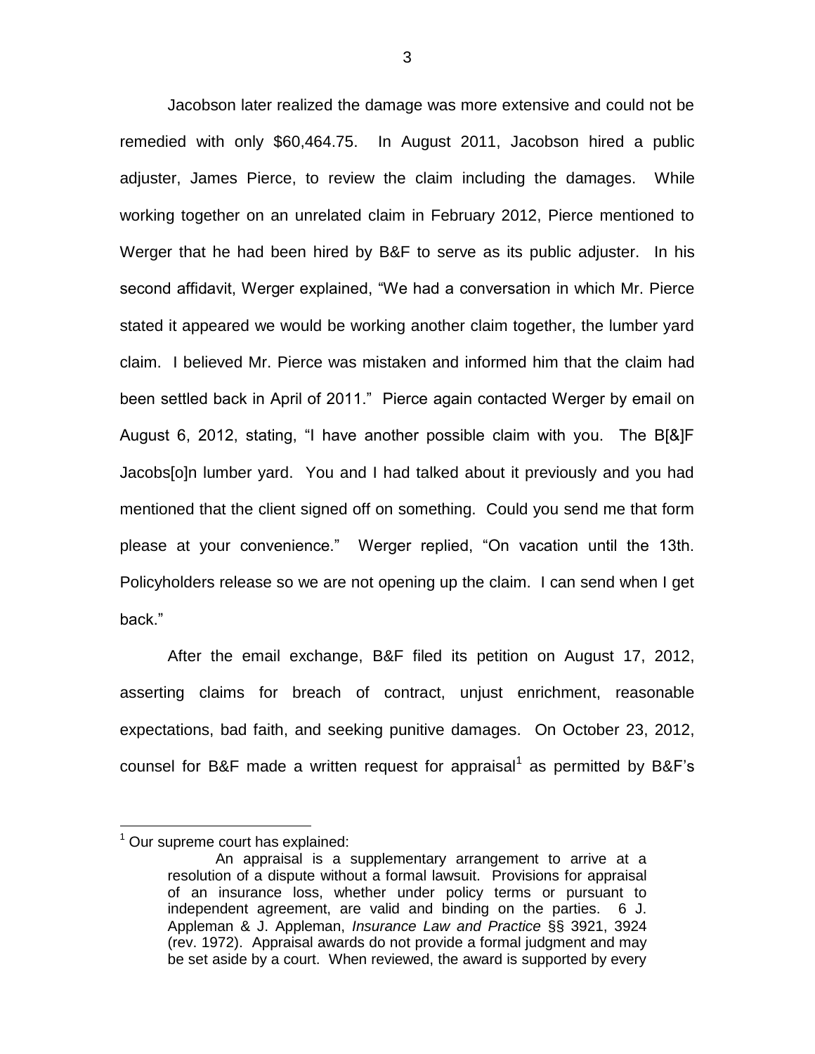Jacobson later realized the damage was more extensive and could not be remedied with only $60,464.75. In August 2011, Jacobson hired a public adjuster, James Pierce, to review the claim including the damages. While working together on an unrelated claim in February 2012, Pierce mentioned to Werger that he had been hired by B&F to serve as its public adjuster. In his second affidavit, Werger explained, "We had a conversation in which Mr. Pierce stated it appeared we would be working another claim together, the lumber yard claim. I believed Mr. Pierce was mistaken and informed him that the claim had been settled back in April of 2011." Pierce again contacted Werger by email on August 6, 2012, stating, "I have another possible claim with you. The B[&]F Jacobs[o]n lumber yard. You and I had talked about it previously and you had mentioned that the client signed off on something. Could you send me that form please at your convenience." Werger replied, "On vacation until the 13th. Policyholders release so we are not opening up the claim. I can send when I get back."

After the email exchange, B&F filed its petition on August 17, 2012, asserting claims for breach of contract, unjust enrichment, reasonable expectations, bad faith, and seeking punitive damages. On October 23, 2012, counsel for B&F made a written request for appraisal[1] as permitted by B&F's

---

[1] Our supreme court has explained:

> An appraisal is a supplementary arrangement to arrive at a resolution of a dispute without a formal lawsuit. Provisions for appraisal of an insurance loss, whether under policy terms or pursuant to independent agreement, are valid and binding on the parties. 6 J. Appleman & J. Appleman, *Insurance Law and Practice* §§ 3921, 3924 (rev. 1972). Appraisal awards do not provide a formal judgment and may be set aside by a court. When reviewed, the award is supported by every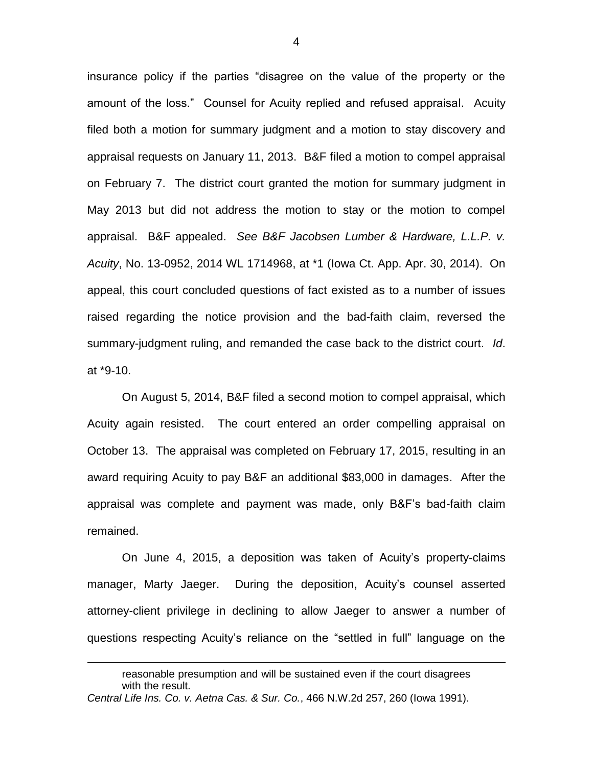insurance policy if the parties "disagree on the value of the property or the amount of the loss." Counsel for Acuity replied and refused appraisal. Acuity filed both a motion for summary judgment and a motion to stay discovery and appraisal requests on January 11, 2013. B&F filed a motion to compel appraisal on February 7. The district court granted the motion for summary judgment in May 2013 but did not address the motion to stay or the motion to compel appraisal. B&F appealed. *See B&F Jacobsen Lumber & Hardware, L.L.P. v. Acuity*, No. 13-0952, 2014 WL 1714968, at *1 (Iowa Ct. App. Apr. 30, 2014). On appeal, this court concluded questions of fact existed as to a number of issues raised regarding the notice provision and the bad-faith claim, reversed the summary-judgment ruling, and remanded the case back to the district court. *Id*. at *9-10.

On August 5, 2014, B&F filed a second motion to compel appraisal, which Acuity again resisted. The court entered an order compelling appraisal on October 13. The appraisal was completed on February 17, 2015, resulting in an award requiring Acuity to pay B&F an additional $83,000 in damages. After the appraisal was complete and payment was made, only B&F's bad-faith claim remained.

On June 4, 2015, a deposition was taken of Acuity's property-claims manager, Marty Jaeger. During the deposition, Acuity's counsel asserted attorney-client privilege in declining to allow Jaeger to answer a number of questions respecting Acuity's reliance on the "settled in full" language on the

---

> reasonable presumption and will be sustained even if the court disagrees with the result.

*Central Life Ins. Co. v. Aetna Cas. & Sur. Co.*, 466 N.W.2d 257, 260 (Iowa 1991).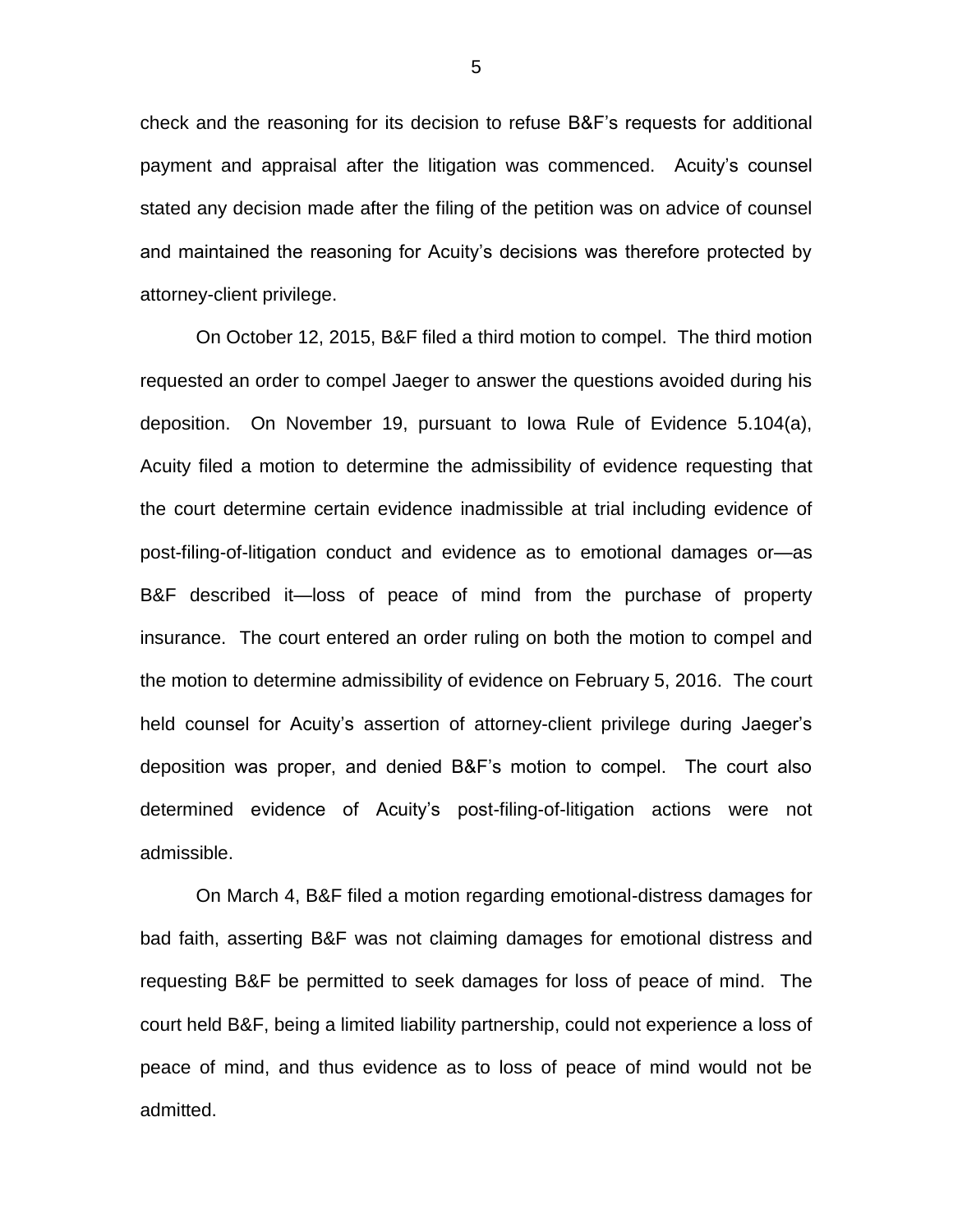check and the reasoning for its decision to refuse B&F's requests for additional payment and appraisal after the litigation was commenced. Acuity's counsel stated any decision made after the filing of the petition was on advice of counsel and maintained the reasoning for Acuity's decisions was therefore protected by attorney-client privilege.

On October 12, 2015, B&F filed a third motion to compel. The third motion requested an order to compel Jaeger to answer the questions avoided during his deposition. On November 19, pursuant to Iowa Rule of Evidence 5.104(a), Acuity filed a motion to determine the admissibility of evidence requesting that the court determine certain evidence inadmissible at trial including evidence of post-filing-of-litigation conduct and evidence as to emotional damages or—as B&F described it—loss of peace of mind from the purchase of property insurance. The court entered an order ruling on both the motion to compel and the motion to determine admissibility of evidence on February 5, 2016. The court held counsel for Acuity's assertion of attorney-client privilege during Jaeger's deposition was proper, and denied B&F's motion to compel. The court also determined evidence of Acuity's post-filing-of-litigation actions were not admissible.

On March 4, B&F filed a motion regarding emotional-distress damages for bad faith, asserting B&F was not claiming damages for emotional distress and requesting B&F be permitted to seek damages for loss of peace of mind. The court held B&F, being a limited liability partnership, could not experience a loss of peace of mind, and thus evidence as to loss of peace of mind would not be admitted.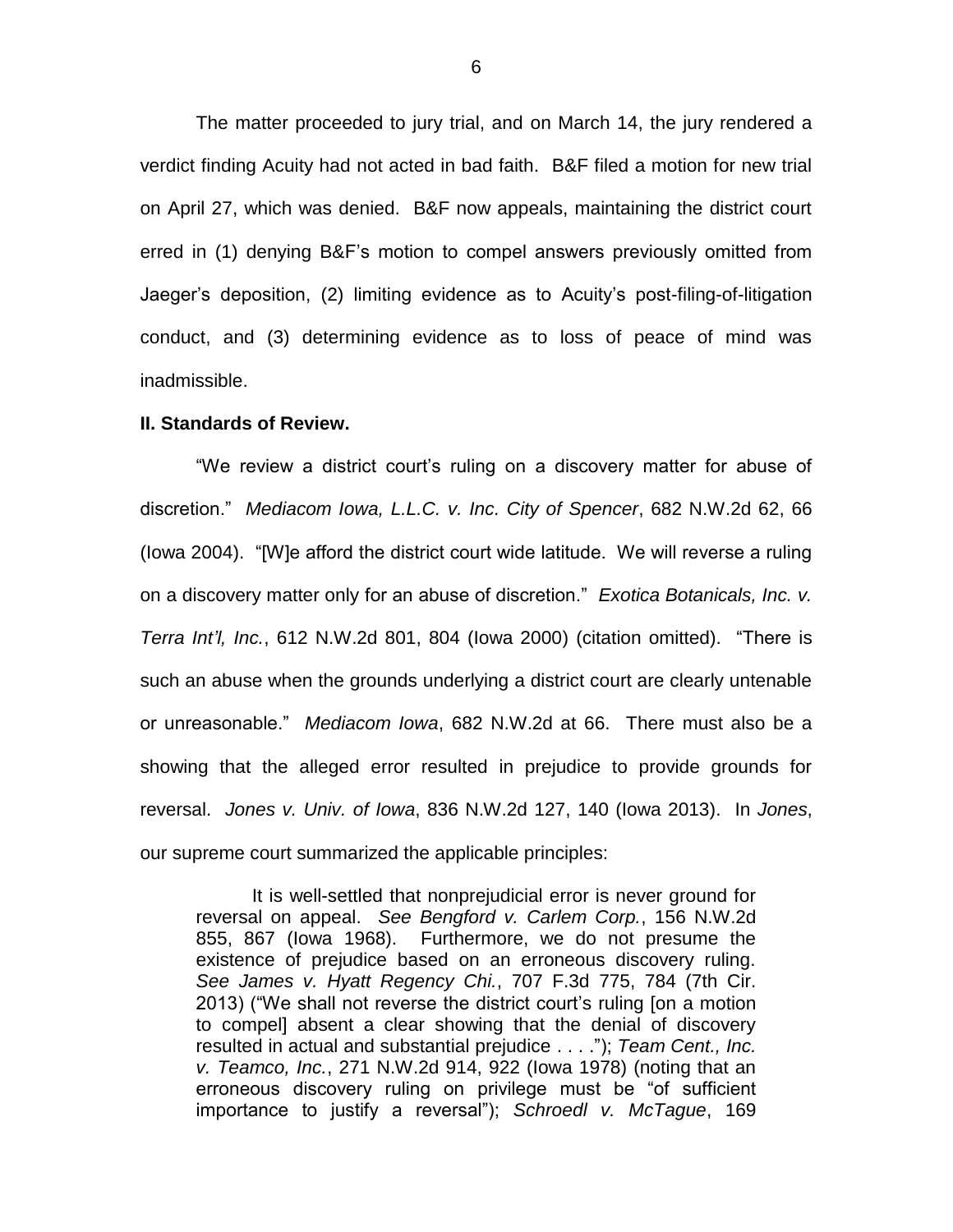The matter proceeded to jury trial, and on March 14, the jury rendered a verdict finding Acuity had not acted in bad faith. B&F filed a motion for new trial on April 27, which was denied. B&F now appeals, maintaining the district court erred in (1) denying B&F's motion to compel answers previously omitted from Jaeger's deposition, (2) limiting evidence as to Acuity's post-filing-of-litigation conduct, and (3) determining evidence as to loss of peace of mind was inadmissible.

**II. Standards of Review.**

"We review a district court's ruling on a discovery matter for abuse of discretion." *Mediacom Iowa, L.L.C. v. Inc. City of Spencer*, 682 N.W.2d 62, 66 (Iowa 2004). "[W]e afford the district court wide latitude. We will reverse a ruling on a discovery matter only for an abuse of discretion." *Exotica Botanicals, Inc. v. Terra Int'l, Inc.*, 612 N.W.2d 801, 804 (Iowa 2000) (citation omitted). "There is such an abuse when the grounds underlying a district court are clearly untenable or unreasonable." *Mediacom Iowa*, 682 N.W.2d at 66. There must also be a showing that the alleged error resulted in prejudice to provide grounds for reversal. *Jones v. Univ. of Iowa*, 836 N.W.2d 127, 140 (Iowa 2013). In *Jones*, our supreme court summarized the applicable principles:

> It is well-settled that nonprejudicial error is never ground for reversal on appeal. *See Bengford v. Carlem Corp.*, 156 N.W.2d 855, 867 (Iowa 1968). Furthermore, we do not presume the existence of prejudice based on an erroneous discovery ruling. *See James v. Hyatt Regency Chi.*, 707 F.3d 775, 784 (7th Cir. 2013) ("We shall not reverse the district court's ruling [on a motion to compel] absent a clear showing that the denial of discovery resulted in actual and substantial prejudice . . . ."); *Team Cent., Inc. v. Teamco, Inc.*, 271 N.W.2d 914, 922 (Iowa 1978) (noting that an erroneous discovery ruling on privilege must be "of sufficient importance to justify a reversal"); *Schroedl v. McTague*, 169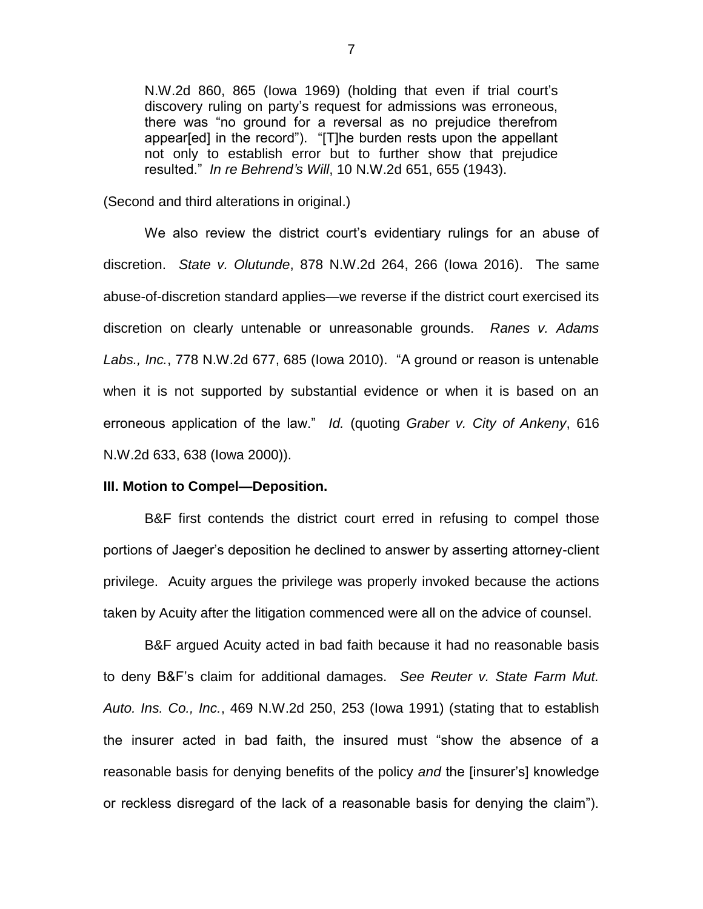> N.W.2d 860, 865 (Iowa 1969) (holding that even if trial court's discovery ruling on party's request for admissions was erroneous, there was "no ground for a reversal as no prejudice therefrom appear[ed] in the record"). "[T]he burden rests upon the appellant not only to establish error but to further show that prejudice resulted." *In re Behrend's Will*, 10 N.W.2d 651, 655 (1943).

(Second and third alterations in original.)

We also review the district court's evidentiary rulings for an abuse of discretion. *State v. Olutunde*, 878 N.W.2d 264, 266 (Iowa 2016). The same abuse-of-discretion standard applies—we reverse if the district court exercised its discretion on clearly untenable or unreasonable grounds. *Ranes v. Adams Labs., Inc.*, 778 N.W.2d 677, 685 (Iowa 2010). "A ground or reason is untenable when it is not supported by substantial evidence or when it is based on an erroneous application of the law." *Id.* (quoting *Graber v. City of Ankeny*, 616 N.W.2d 633, 638 (Iowa 2000)).

**III. Motion to Compel—Deposition.**

B&F first contends the district court erred in refusing to compel those portions of Jaeger's deposition he declined to answer by asserting attorney-client privilege. Acuity argues the privilege was properly invoked because the actions taken by Acuity after the litigation commenced were all on the advice of counsel.

B&F argued Acuity acted in bad faith because it had no reasonable basis to deny B&F's claim for additional damages. *See Reuter v. State Farm Mut. Auto. Ins. Co., Inc.*, 469 N.W.2d 250, 253 (Iowa 1991) (stating that to establish the insurer acted in bad faith, the insured must "show the absence of a reasonable basis for denying benefits of the policy *and* the [insurer's] knowledge or reckless disregard of the lack of a reasonable basis for denying the claim").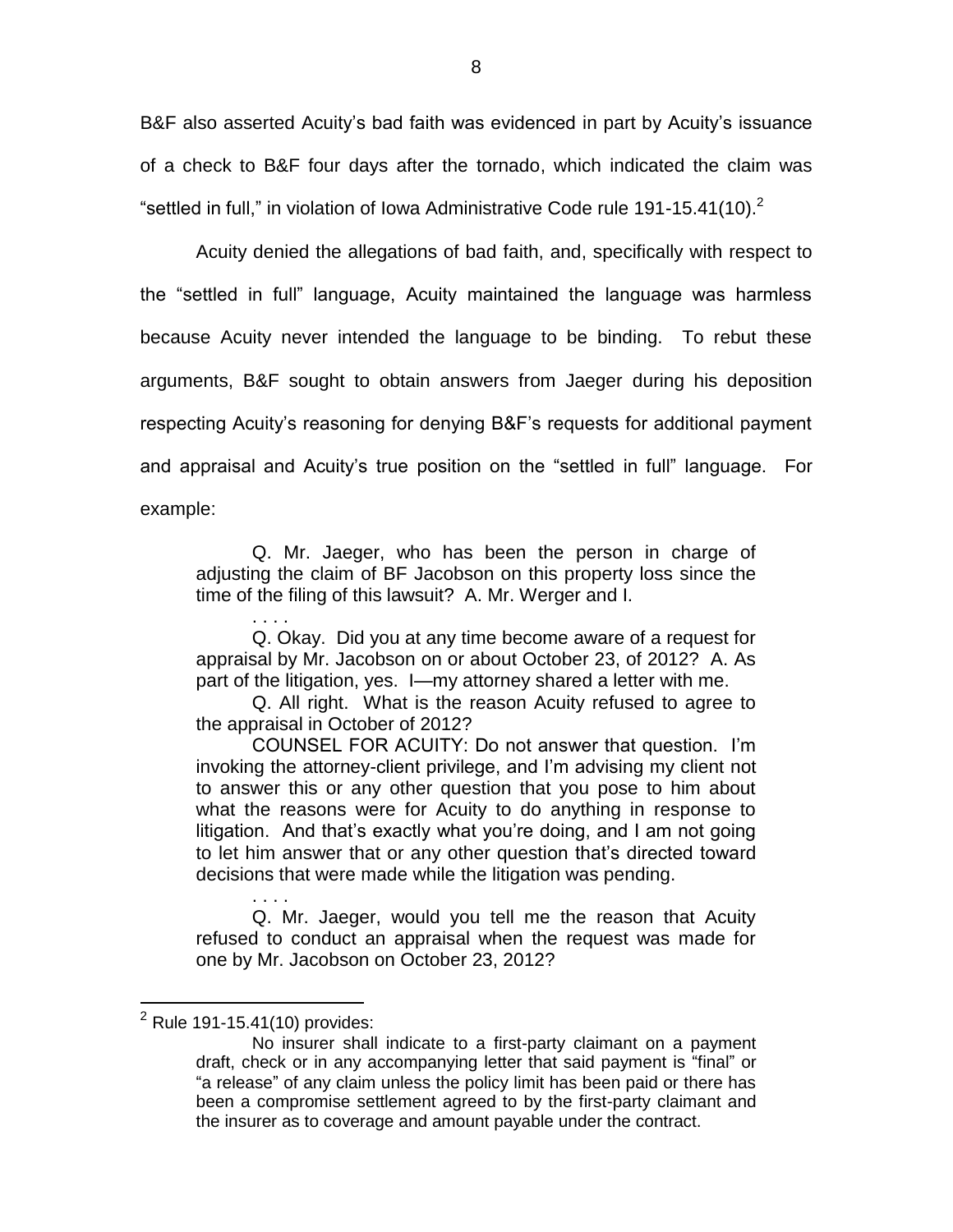B&F also asserted Acuity's bad faith was evidenced in part by Acuity's issuance of a check to B&F four days after the tornado, which indicated the claim was "settled in full," in violation of Iowa Administrative Code rule 191-15.41(10).[2]

Acuity denied the allegations of bad faith, and, specifically with respect to the "settled in full" language, Acuity maintained the language was harmless because Acuity never intended the language to be binding. To rebut these arguments, B&F sought to obtain answers from Jaeger during his deposition respecting Acuity's reasoning for denying B&F's requests for additional payment and appraisal and Acuity's true position on the "settled in full" language. For example:

> Q. Mr. Jaeger, who has been the person in charge of adjusting the claim of BF Jacobson on this property loss since the time of the filing of this lawsuit? A. Mr. Werger and I.
>
> . . . .
>
> Q. Okay. Did you at any time become aware of a request for appraisal by Mr. Jacobson on or about October 23, of 2012? A. As part of the litigation, yes. I—my attorney shared a letter with me.
>
> Q. All right. What is the reason Acuity refused to agree to the appraisal in October of 2012?
>
> COUNSEL FOR ACUITY: Do not answer that question. I'm invoking the attorney-client privilege, and I'm advising my client not to answer this or any other question that you pose to him about what the reasons were for Acuity to do anything in response to litigation. And that's exactly what you're doing, and I am not going to let him answer that or any other question that's directed toward decisions that were made while the litigation was pending.
>
> . . . .
>
> Q. Mr. Jaeger, would you tell me the reason that Acuity refused to conduct an appraisal when the request was made for one by Mr. Jacobson on October 23, 2012?

---

[2] Rule 191-15.41(10) provides:

> No insurer shall indicate to a first-party claimant on a payment draft, check or in any accompanying letter that said payment is "final" or "a release" of any claim unless the policy limit has been paid or there has been a compromise settlement agreed to by the first-party claimant and the insurer as to coverage and amount payable under the contract.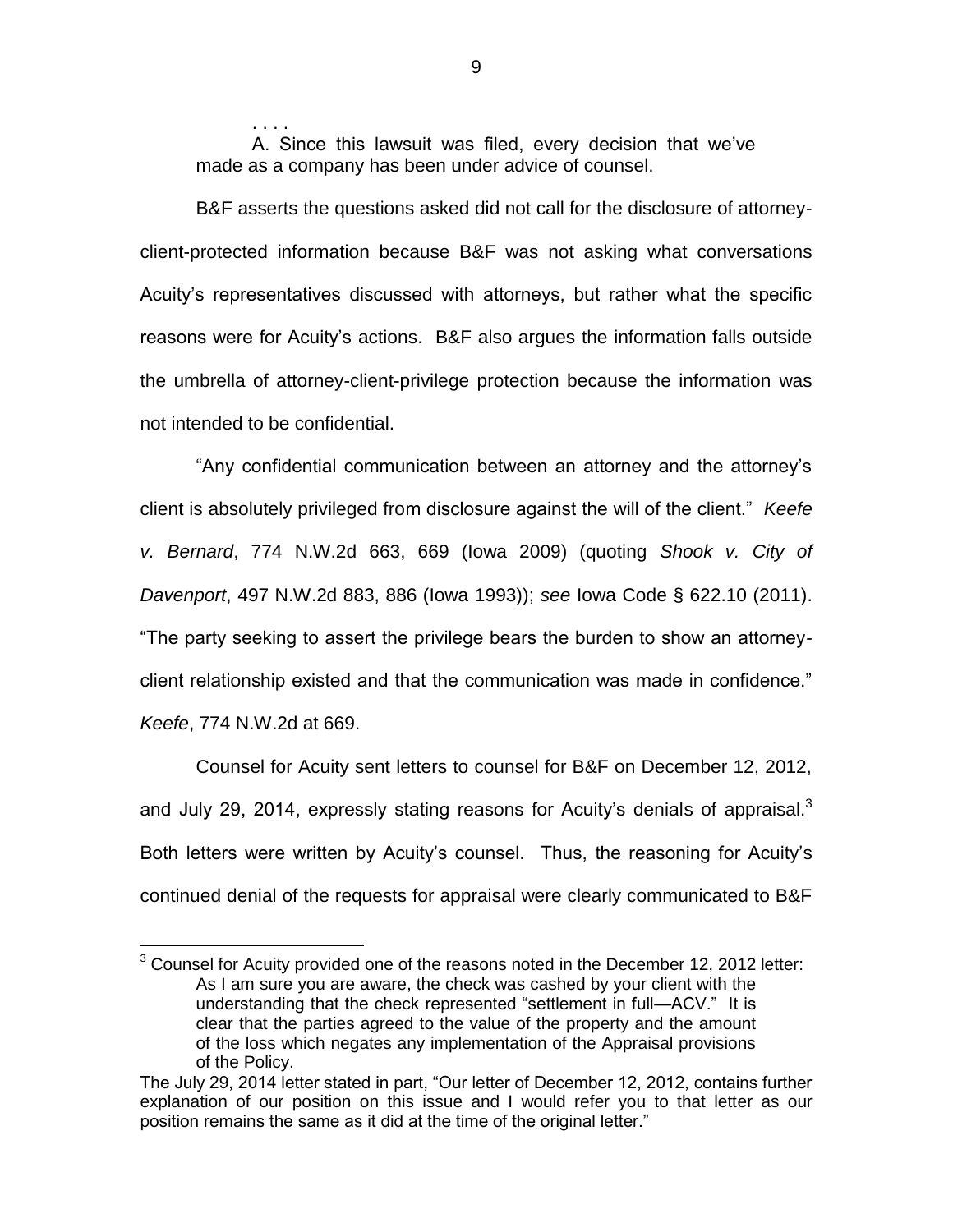. . . .

> A. Since this lawsuit was filed, every decision that we've made as a company has been under advice of counsel.

B&F asserts the questions asked did not call for the disclosure of attorney-client-protected information because B&F was not asking what conversations Acuity's representatives discussed with attorneys, but rather what the specific reasons were for Acuity's actions. B&F also argues the information falls outside the umbrella of attorney-client-privilege protection because the information was not intended to be confidential.

"Any confidential communication between an attorney and the attorney's client is absolutely privileged from disclosure against the will of the client." *Keefe v. Bernard*, 774 N.W.2d 663, 669 (Iowa 2009) (quoting *Shook v. City of Davenport*, 497 N.W.2d 883, 886 (Iowa 1993)); *see* Iowa Code § 622.10 (2011). "The party seeking to assert the privilege bears the burden to show an attorney-client relationship existed and that the communication was made in confidence." *Keefe*, 774 N.W.2d at 669.

Counsel for Acuity sent letters to counsel for B&F on December 12, 2012, and July 29, 2014, expressly stating reasons for Acuity's denials of appraisal.[3] Both letters were written by Acuity's counsel. Thus, the reasoning for Acuity's continued denial of the requests for appraisal were clearly communicated to B&F

---

[3] Counsel for Acuity provided one of the reasons noted in the December 12, 2012 letter:

> As I am sure you are aware, the check was cashed by your client with the understanding that the check represented "settlement in full—ACV." It is clear that the parties agreed to the value of the property and the amount of the loss which negates any implementation of the Appraisal provisions of the Policy.

The July 29, 2014 letter stated in part, "Our letter of December 12, 2012, contains further explanation of our position on this issue and I would refer you to that letter as our position remains the same as it did at the time of the original letter."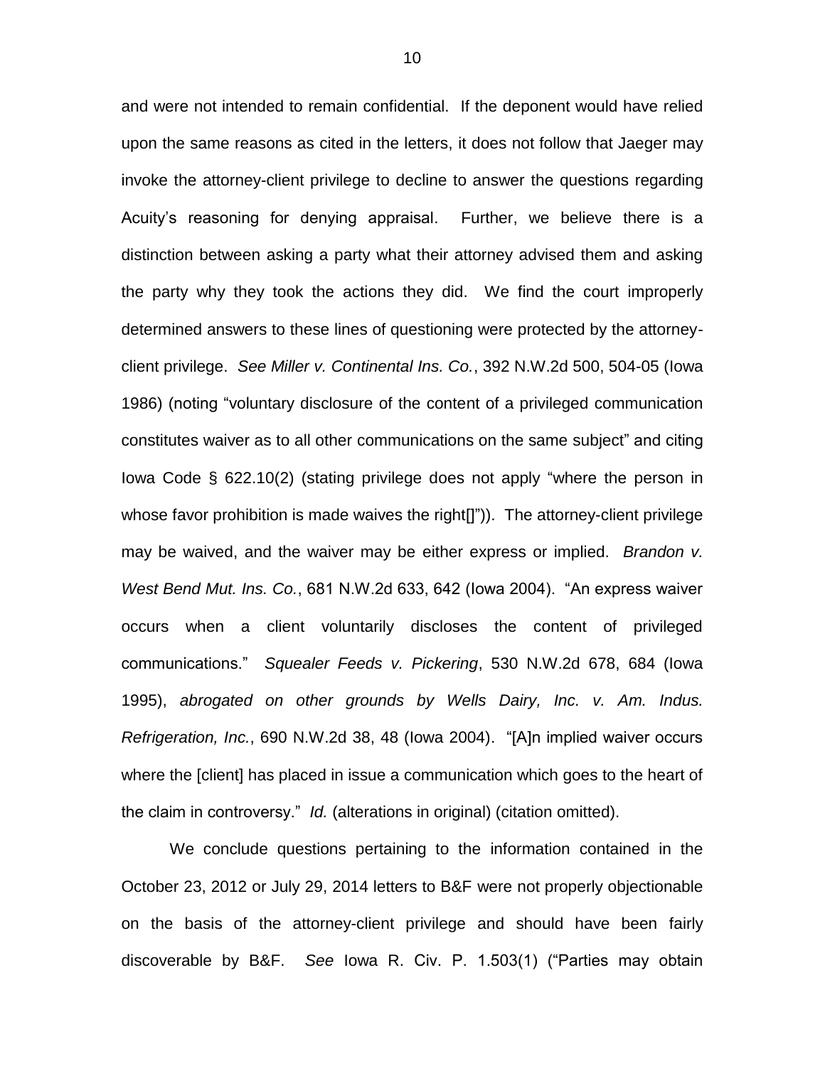and were not intended to remain confidential. If the deponent would have relied upon the same reasons as cited in the letters, it does not follow that Jaeger may invoke the attorney-client privilege to decline to answer the questions regarding Acuity's reasoning for denying appraisal. Further, we believe there is a distinction between asking a party what their attorney advised them and asking the party why they took the actions they did. We find the court improperly determined answers to these lines of questioning were protected by the attorney-client privilege. *See Miller v. Continental Ins. Co.*, 392 N.W.2d 500, 504-05 (Iowa 1986) (noting "voluntary disclosure of the content of a privileged communication constitutes waiver as to all other communications on the same subject" and citing Iowa Code § 622.10(2) (stating privilege does not apply "where the person in whose favor prohibition is made waives the right[]")). The attorney-client privilege may be waived, and the waiver may be either express or implied. *Brandon v. West Bend Mut. Ins. Co.*, 681 N.W.2d 633, 642 (Iowa 2004). "An express waiver occurs when a client voluntarily discloses the content of privileged communications." *Squealer Feeds v. Pickering*, 530 N.W.2d 678, 684 (Iowa 1995), *abrogated on other grounds by Wells Dairy, Inc. v. Am. Indus. Refrigeration, Inc.*, 690 N.W.2d 38, 48 (Iowa 2004). "[A]n implied waiver occurs where the [client] has placed in issue a communication which goes to the heart of the claim in controversy." *Id.* (alterations in original) (citation omitted).

We conclude questions pertaining to the information contained in the October 23, 2012 or July 29, 2014 letters to B&F were not properly objectionable on the basis of the attorney-client privilege and should have been fairly discoverable by B&F. *See* Iowa R. Civ. P. 1.503(1) ("Parties may obtain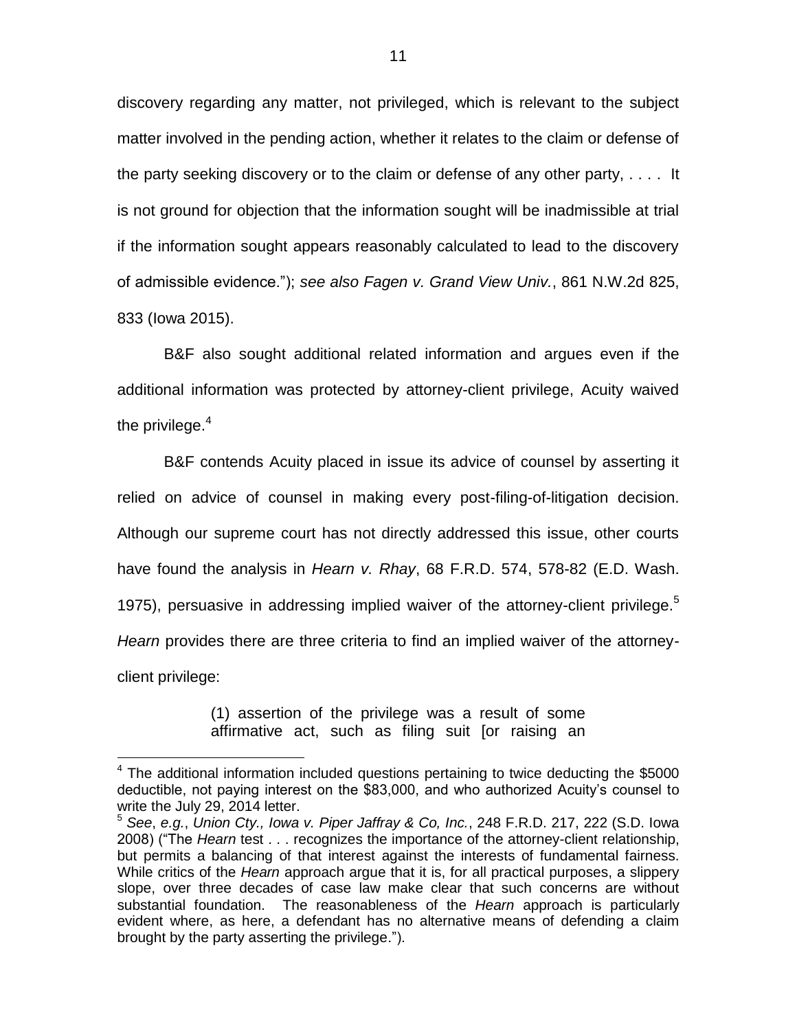discovery regarding any matter, not privileged, which is relevant to the subject matter involved in the pending action, whether it relates to the claim or defense of the party seeking discovery or to the claim or defense of any other party, . . . . It is not ground for objection that the information sought will be inadmissible at trial if the information sought appears reasonably calculated to lead to the discovery of admissible evidence."); *see also Fagen v. Grand View Univ.*, 861 N.W.2d 825, 833 (Iowa 2015).

B&F also sought additional related information and argues even if the additional information was protected by attorney-client privilege, Acuity waived the privilege.[4]

B&F contends Acuity placed in issue its advice of counsel by asserting it relied on advice of counsel in making every post-filing-of-litigation decision. Although our supreme court has not directly addressed this issue, other courts have found the analysis in *Hearn v. Rhay*, 68 F.R.D. 574, 578-82 (E.D. Wash. 1975), persuasive in addressing implied waiver of the attorney-client privilege.[5] *Hearn* provides there are three criteria to find an implied waiver of the attorney-client privilege:

> (1) assertion of the privilege was a result of some affirmative act, such as filing suit [or raising an

---

[4] The additional information included questions pertaining to twice deducting the $5000 deductible, not paying interest on the $83,000, and who authorized Acuity's counsel to write the July 29, 2014 letter.

[5] *See*, *e.g.*, *Union Cty., Iowa v. Piper Jaffray & Co, Inc.*, 248 F.R.D. 217, 222 (S.D. Iowa 2008) ("The *Hearn* test . . . recognizes the importance of the attorney-client relationship, but permits a balancing of that interest against the interests of fundamental fairness. While critics of the *Hearn* approach argue that it is, for all practical purposes, a slippery slope, over three decades of case law make clear that such concerns are without substantial foundation. The reasonableness of the *Hearn* approach is particularly evident where, as here, a defendant has no alternative means of defending a claim brought by the party asserting the privilege.").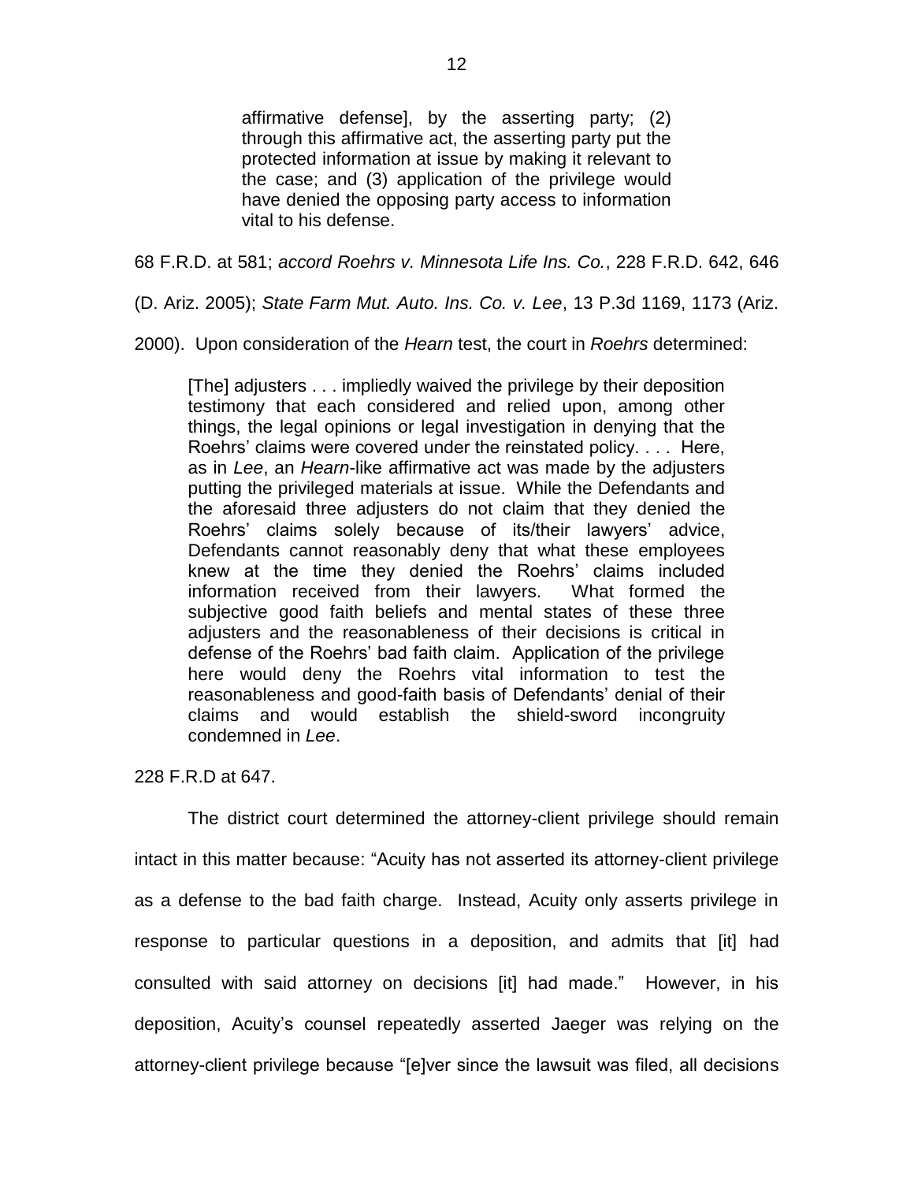> affirmative defense], by the asserting party; (2) through this affirmative act, the asserting party put the protected information at issue by making it relevant to the case; and (3) application of the privilege would have denied the opposing party access to information vital to his defense.

68 F.R.D. at 581; *accord Roehrs v. Minnesota Life Ins. Co.*, 228 F.R.D. 642, 646 (D. Ariz. 2005); *State Farm Mut. Auto. Ins. Co. v. Lee*, 13 P.3d 1169, 1173 (Ariz. 2000). Upon consideration of the *Hearn* test, the court in *Roehrs* determined:

> [The] adjusters . . . impliedly waived the privilege by their deposition testimony that each considered and relied upon, among other things, the legal opinions or legal investigation in denying that the Roehrs' claims were covered under the reinstated policy. . . . Here, as in *Lee*, an *Hearn*-like affirmative act was made by the adjusters putting the privileged materials at issue. While the Defendants and the aforesaid three adjusters do not claim that they denied the Roehrs' claims solely because of its/their lawyers' advice, Defendants cannot reasonably deny that what these employees knew at the time they denied the Roehrs' claims included information received from their lawyers. What formed the subjective good faith beliefs and mental states of these three adjusters and the reasonableness of their decisions is critical in defense of the Roehrs' bad faith claim. Application of the privilege here would deny the Roehrs vital information to test the reasonableness and good-faith basis of Defendants' denial of their claims and would establish the shield-sword incongruity condemned in *Lee*.

228 F.R.D at 647.

The district court determined the attorney-client privilege should remain intact in this matter because: "Acuity has not asserted its attorney-client privilege as a defense to the bad faith charge. Instead, Acuity only asserts privilege in response to particular questions in a deposition, and admits that [it] had consulted with said attorney on decisions [it] had made." However, in his deposition, Acuity's counsel repeatedly asserted Jaeger was relying on the attorney-client privilege because "[e]ver since the lawsuit was filed, all decisions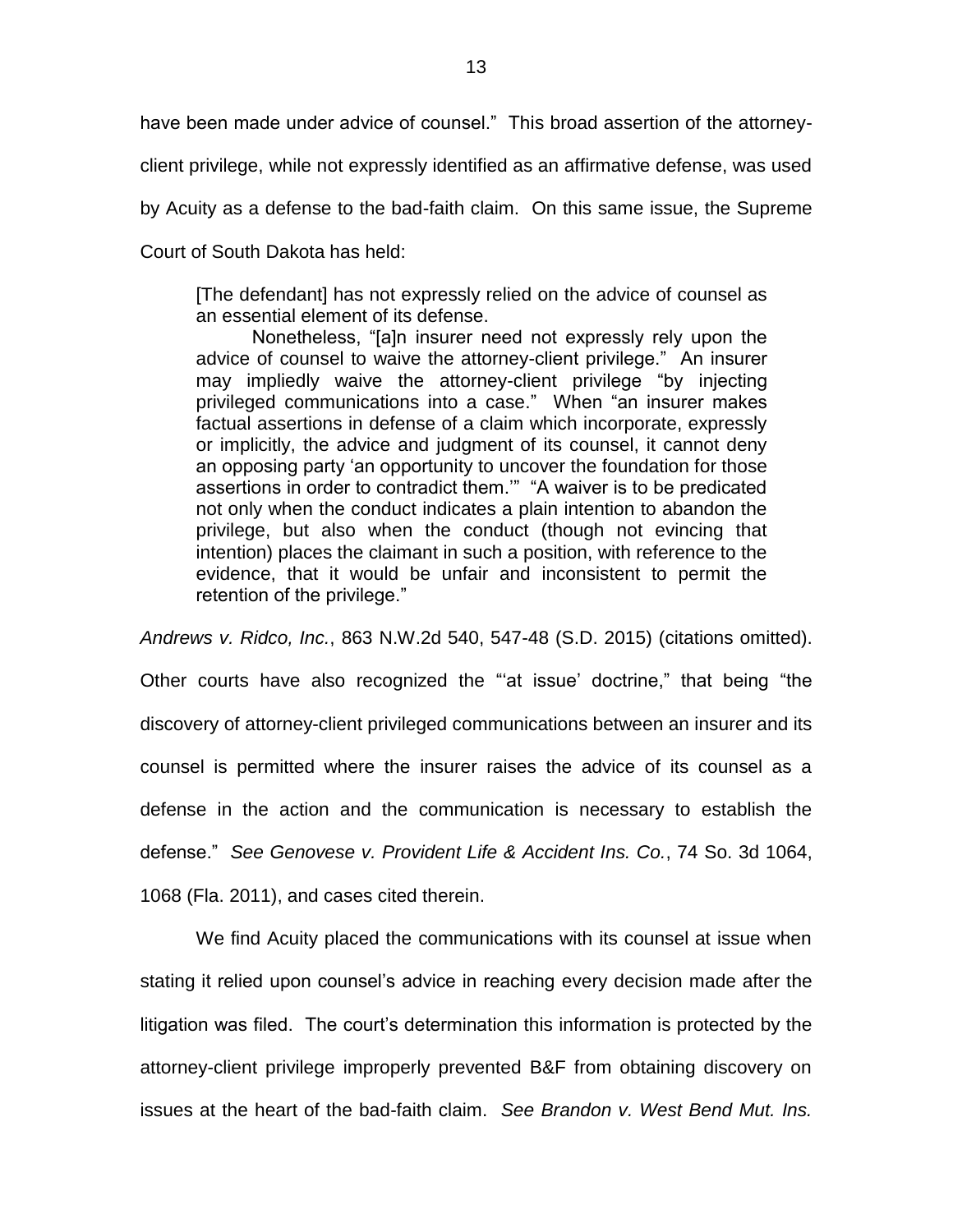have been made under advice of counsel." This broad assertion of the attorney-client privilege, while not expressly identified as an affirmative defense, was used by Acuity as a defense to the bad-faith claim. On this same issue, the Supreme Court of South Dakota has held:

> [The defendant] has not expressly relied on the advice of counsel as an essential element of its defense.
>
> Nonetheless, "[a]n insurer need not expressly rely upon the advice of counsel to waive the attorney-client privilege." An insurer may impliedly waive the attorney-client privilege "by injecting privileged communications into a case." When "an insurer makes factual assertions in defense of a claim which incorporate, expressly or implicitly, the advice and judgment of its counsel, it cannot deny an opposing party 'an opportunity to uncover the foundation for those assertions in order to contradict them.'" "A waiver is to be predicated not only when the conduct indicates a plain intention to abandon the privilege, but also when the conduct (though not evincing that intention) places the claimant in such a position, with reference to the evidence, that it would be unfair and inconsistent to permit the retention of the privilege."

*Andrews v. Ridco, Inc.*, 863 N.W.2d 540, 547-48 (S.D. 2015) (citations omitted). Other courts have also recognized the "'at issue' doctrine," that being "the discovery of attorney-client privileged communications between an insurer and its counsel is permitted where the insurer raises the advice of its counsel as a defense in the action and the communication is necessary to establish the defense." *See Genovese v. Provident Life & Accident Ins. Co.*, 74 So. 3d 1064, 1068 (Fla. 2011), and cases cited therein.

We find Acuity placed the communications with its counsel at issue when stating it relied upon counsel's advice in reaching every decision made after the litigation was filed. The court's determination this information is protected by the attorney-client privilege improperly prevented B&F from obtaining discovery on issues at the heart of the bad-faith claim. *See Brandon v. West Bend Mut. Ins.*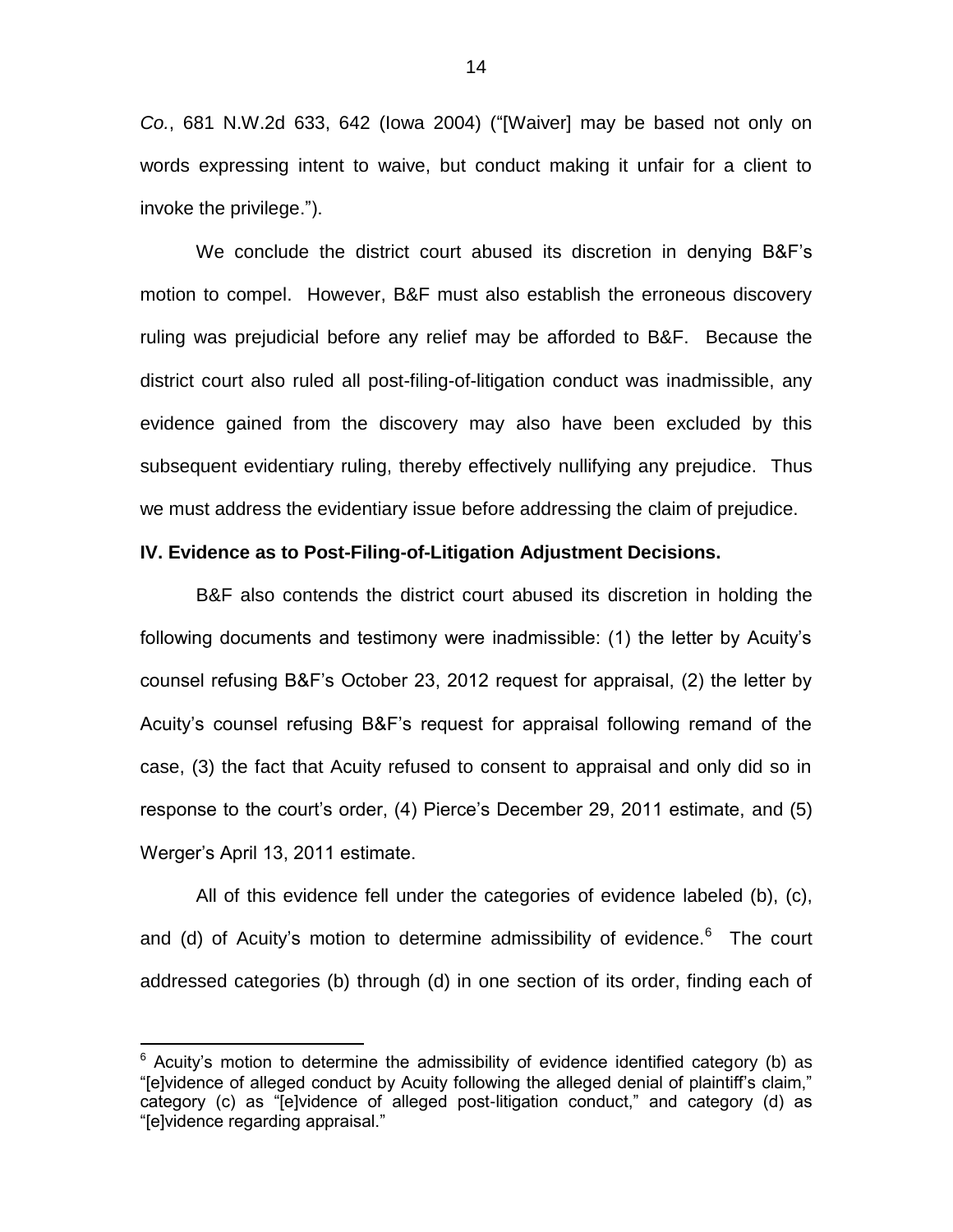*Co.*, 681 N.W.2d 633, 642 (Iowa 2004) ("[Waiver] may be based not only on words expressing intent to waive, but conduct making it unfair for a client to invoke the privilege.").

We conclude the district court abused its discretion in denying B&F's motion to compel. However, B&F must also establish the erroneous discovery ruling was prejudicial before any relief may be afforded to B&F. Because the district court also ruled all post-filing-of-litigation conduct was inadmissible, any evidence gained from the discovery may also have been excluded by this subsequent evidentiary ruling, thereby effectively nullifying any prejudice. Thus we must address the evidentiary issue before addressing the claim of prejudice.

**IV. Evidence as to Post-Filing-of-Litigation Adjustment Decisions.**

B&F also contends the district court abused its discretion in holding the following documents and testimony were inadmissible: (1) the letter by Acuity's counsel refusing B&F's October 23, 2012 request for appraisal, (2) the letter by Acuity's counsel refusing B&F's request for appraisal following remand of the case, (3) the fact that Acuity refused to consent to appraisal and only did so in response to the court's order, (4) Pierce's December 29, 2011 estimate, and (5) Werger's April 13, 2011 estimate.

All of this evidence fell under the categories of evidence labeled (b), (c), and (d) of Acuity's motion to determine admissibility of evidence.[6] The court addressed categories (b) through (d) in one section of its order, finding each of

[6] Acuity's motion to determine the admissibility of evidence identified category (b) as "[e]vidence of alleged conduct by Acuity following the alleged denial of plaintiff's claim," category (c) as "[e]vidence of alleged post-litigation conduct," and category (d) as "[e]vidence regarding appraisal."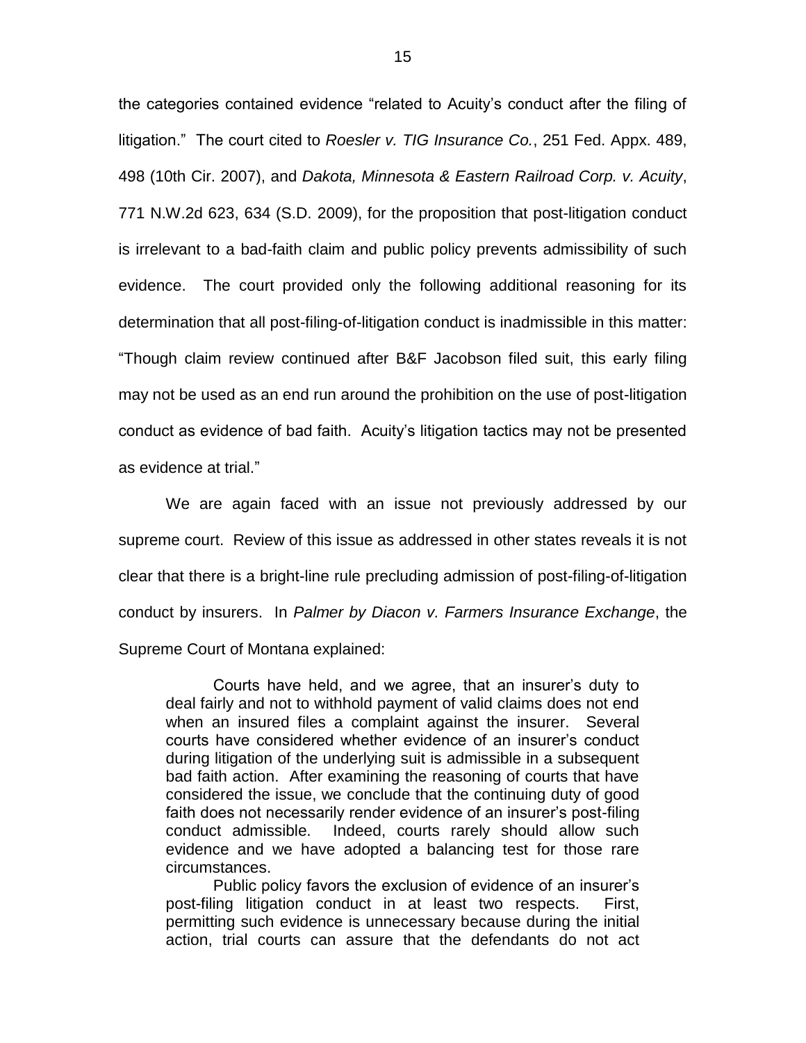the categories contained evidence "related to Acuity's conduct after the filing of litigation." The court cited to *Roesler v. TIG Insurance Co.*, 251 Fed. Appx. 489, 498 (10th Cir. 2007), and *Dakota, Minnesota & Eastern Railroad Corp. v. Acuity*, 771 N.W.2d 623, 634 (S.D. 2009), for the proposition that post-litigation conduct is irrelevant to a bad-faith claim and public policy prevents admissibility of such evidence. The court provided only the following additional reasoning for its determination that all post-filing-of-litigation conduct is inadmissible in this matter: "Though claim review continued after B&F Jacobson filed suit, this early filing may not be used as an end run around the prohibition on the use of post-litigation conduct as evidence of bad faith. Acuity's litigation tactics may not be presented as evidence at trial."

We are again faced with an issue not previously addressed by our supreme court. Review of this issue as addressed in other states reveals it is not clear that there is a bright-line rule precluding admission of post-filing-of-litigation conduct by insurers. In *Palmer by Diacon v. Farmers Insurance Exchange*, the Supreme Court of Montana explained:

> Courts have held, and we agree, that an insurer's duty to deal fairly and not to withhold payment of valid claims does not end when an insured files a complaint against the insurer. Several courts have considered whether evidence of an insurer's conduct during litigation of the underlying suit is admissible in a subsequent bad faith action. After examining the reasoning of courts that have considered the issue, we conclude that the continuing duty of good faith does not necessarily render evidence of an insurer's post-filing conduct admissible. Indeed, courts rarely should allow such evidence and we have adopted a balancing test for those rare circumstances.
>
> Public policy favors the exclusion of evidence of an insurer's post-filing litigation conduct in at least two respects. First, permitting such evidence is unnecessary because during the initial action, trial courts can assure that the defendants do not act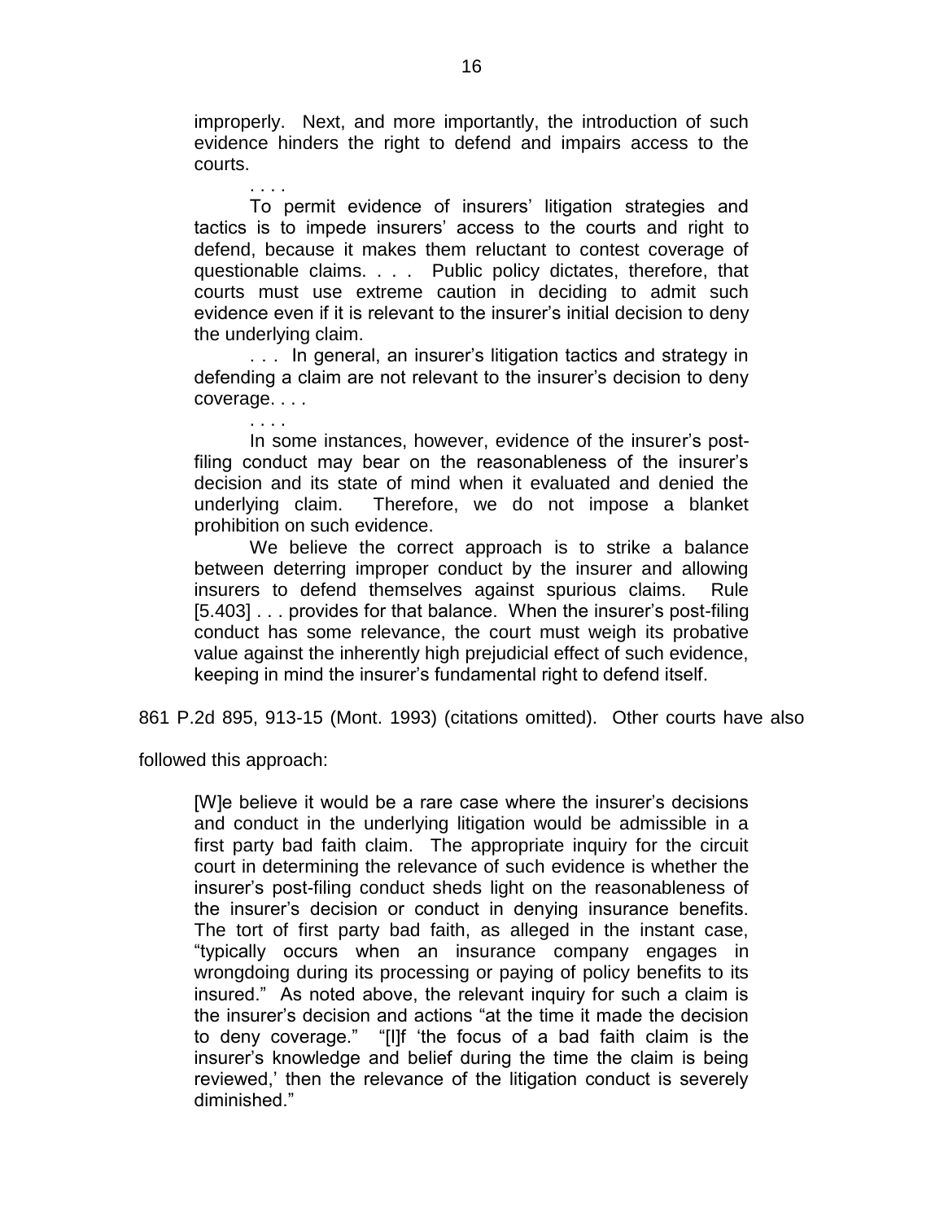> improperly. Next, and more importantly, the introduction of such evidence hinders the right to defend and impairs access to the courts.
>
> . . . .
>
> To permit evidence of insurers' litigation strategies and tactics is to impede insurers' access to the courts and right to defend, because it makes them reluctant to contest coverage of questionable claims. . . . Public policy dictates, therefore, that courts must use extreme caution in deciding to admit such evidence even if it is relevant to the insurer's initial decision to deny the underlying claim.
>
> . . . In general, an insurer's litigation tactics and strategy in defending a claim are not relevant to the insurer's decision to deny coverage. . . .
>
> . . . .
>
> In some instances, however, evidence of the insurer's post-filing conduct may bear on the reasonableness of the insurer's decision and its state of mind when it evaluated and denied the underlying claim. Therefore, we do not impose a blanket prohibition on such evidence.
>
> We believe the correct approach is to strike a balance between deterring improper conduct by the insurer and allowing insurers to defend themselves against spurious claims. Rule [5.403] . . . provides for that balance. When the insurer's post-filing conduct has some relevance, the court must weigh its probative value against the inherently high prejudicial effect of such evidence, keeping in mind the insurer's fundamental right to defend itself.

861 P.2d 895, 913-15 (Mont. 1993) (citations omitted). Other courts have also followed this approach:

> [W]e believe it would be a rare case where the insurer's decisions and conduct in the underlying litigation would be admissible in a first party bad faith claim. The appropriate inquiry for the circuit court in determining the relevance of such evidence is whether the insurer's post-filing conduct sheds light on the reasonableness of the insurer's decision or conduct in denying insurance benefits. The tort of first party bad faith, as alleged in the instant case, "typically occurs when an insurance company engages in wrongdoing during its processing or paying of policy benefits to its insured." As noted above, the relevant inquiry for such a claim is the insurer's decision and actions "at the time it made the decision to deny coverage." "[I]f 'the focus of a bad faith claim is the insurer's knowledge and belief during the time the claim is being reviewed,' then the relevance of the litigation conduct is severely diminished."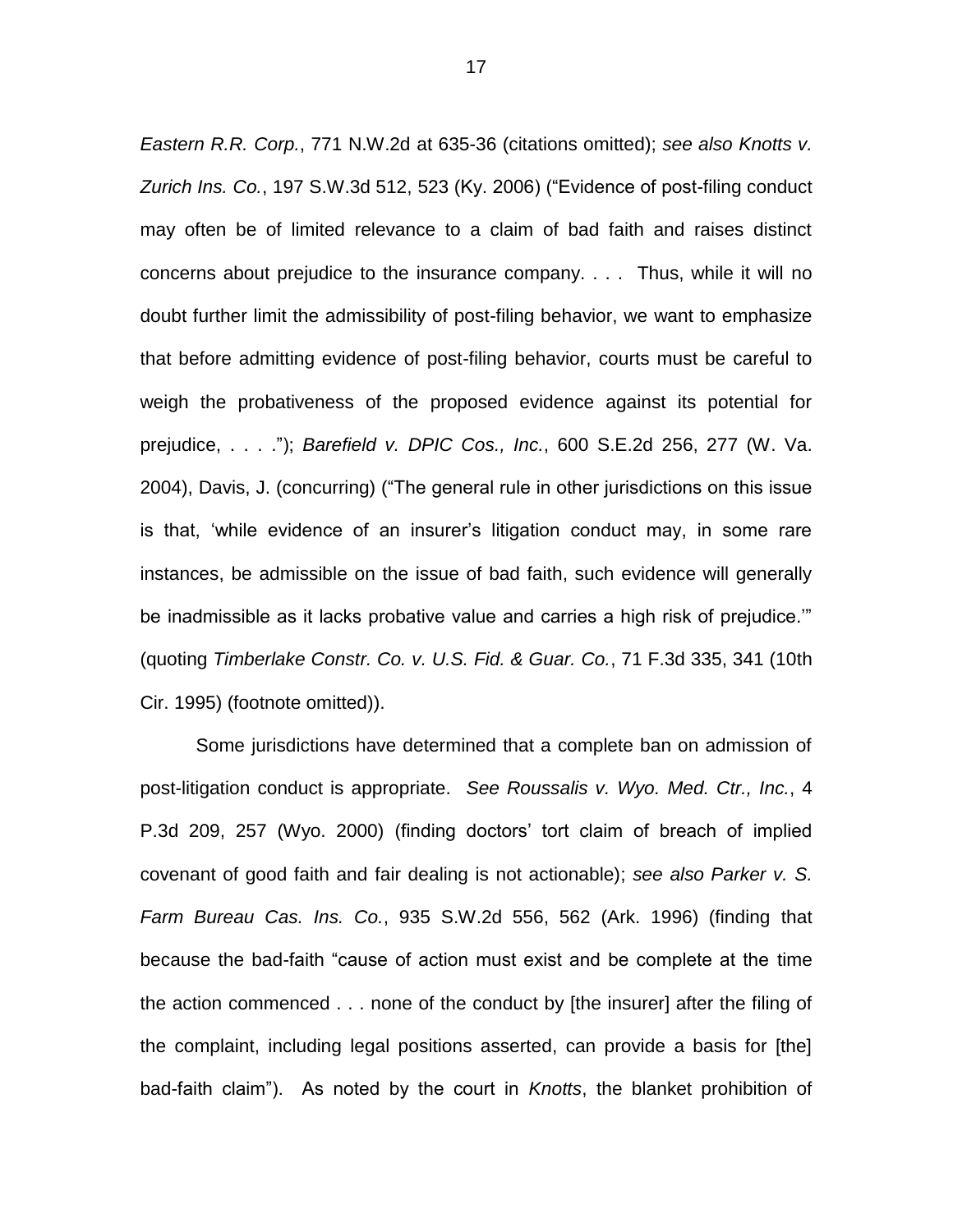*Eastern R.R. Corp.*, 771 N.W.2d at 635-36 (citations omitted); *see also Knotts v. Zurich Ins. Co.*, 197 S.W.3d 512, 523 (Ky. 2006) ("Evidence of post-filing conduct may often be of limited relevance to a claim of bad faith and raises distinct concerns about prejudice to the insurance company. . . . Thus, while it will no doubt further limit the admissibility of post-filing behavior, we want to emphasize that before admitting evidence of post-filing behavior, courts must be careful to weigh the probativeness of the proposed evidence against its potential for prejudice, . . . ."); *Barefield v. DPIC Cos., Inc.*, 600 S.E.2d 256, 277 (W. Va. 2004), Davis, J. (concurring) ("The general rule in other jurisdictions on this issue is that, 'while evidence of an insurer's litigation conduct may, in some rare instances, be admissible on the issue of bad faith, such evidence will generally be inadmissible as it lacks probative value and carries a high risk of prejudice.'" (quoting *Timberlake Constr. Co. v. U.S. Fid. & Guar. Co.*, 71 F.3d 335, 341 (10th Cir. 1995) (footnote omitted)).

Some jurisdictions have determined that a complete ban on admission of post-litigation conduct is appropriate. *See Roussalis v. Wyo. Med. Ctr., Inc.*, 4 P.3d 209, 257 (Wyo. 2000) (finding doctors' tort claim of breach of implied covenant of good faith and fair dealing is not actionable); *see also Parker v. S. Farm Bureau Cas. Ins. Co.*, 935 S.W.2d 556, 562 (Ark. 1996) (finding that because the bad-faith "cause of action must exist and be complete at the time the action commenced . . . none of the conduct by [the insurer] after the filing of the complaint, including legal positions asserted, can provide a basis for [the] bad-faith claim"). As noted by the court in *Knotts*, the blanket prohibition of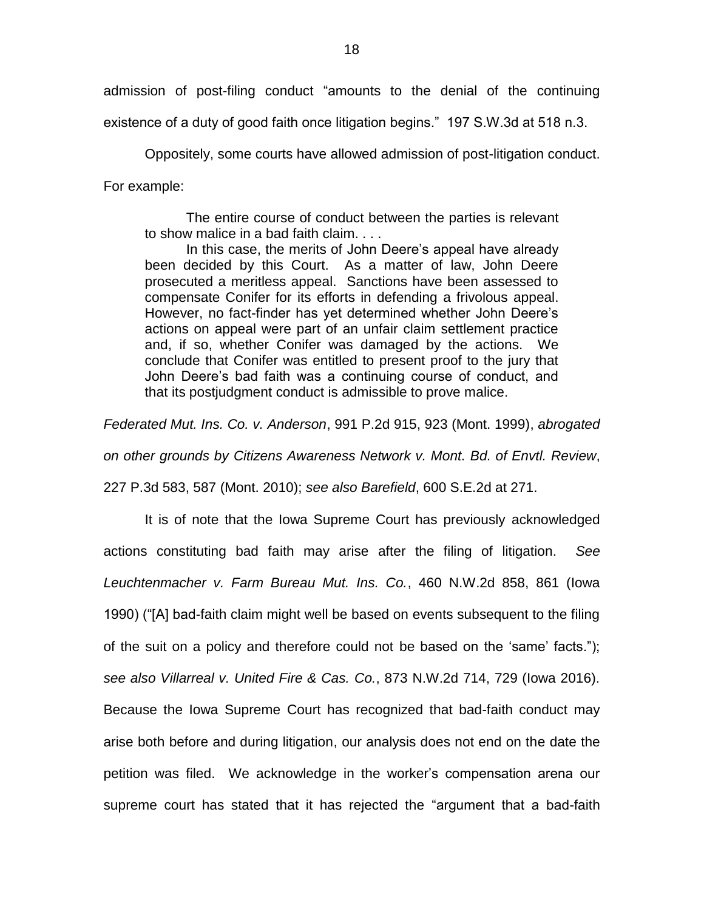admission of post-filing conduct "amounts to the denial of the continuing existence of a duty of good faith once litigation begins." 197 S.W.3d at 518 n.3.

Oppositely, some courts have allowed admission of post-litigation conduct. For example:

> The entire course of conduct between the parties is relevant to show malice in a bad faith claim. . . .
>
> In this case, the merits of John Deere's appeal have already been decided by this Court. As a matter of law, John Deere prosecuted a meritless appeal. Sanctions have been assessed to compensate Conifer for its efforts in defending a frivolous appeal. However, no fact-finder has yet determined whether John Deere's actions on appeal were part of an unfair claim settlement practice and, if so, whether Conifer was damaged by the actions. We conclude that Conifer was entitled to present proof to the jury that John Deere's bad faith was a continuing course of conduct, and that its postjudgment conduct is admissible to prove malice.

*Federated Mut. Ins. Co. v. Anderson*, 991 P.2d 915, 923 (Mont. 1999), *abrogated on other grounds by Citizens Awareness Network v. Mont. Bd. of Envtl. Review*, 227 P.3d 583, 587 (Mont. 2010); *see also Barefield*, 600 S.E.2d at 271.

It is of note that the Iowa Supreme Court has previously acknowledged actions constituting bad faith may arise after the filing of litigation. *See Leuchtenmacher v. Farm Bureau Mut. Ins. Co.*, 460 N.W.2d 858, 861 (Iowa 1990) ("[A] bad-faith claim might well be based on events subsequent to the filing of the suit on a policy and therefore could not be based on the 'same' facts."); *see also Villarreal v. United Fire & Cas. Co.*, 873 N.W.2d 714, 729 (Iowa 2016). Because the Iowa Supreme Court has recognized that bad-faith conduct may arise both before and during litigation, our analysis does not end on the date the petition was filed. We acknowledge in the worker's compensation arena our supreme court has stated that it has rejected the "argument that a bad-faith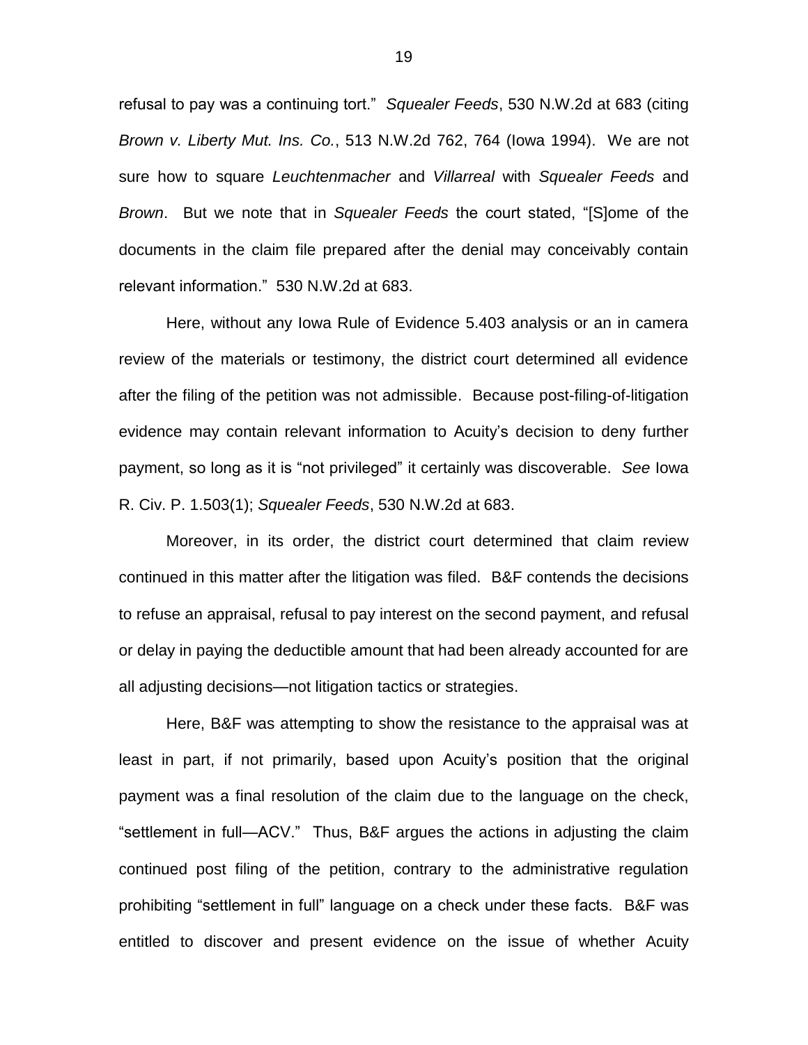refusal to pay was a continuing tort." *Squealer Feeds*, 530 N.W.2d at 683 (citing *Brown v. Liberty Mut. Ins. Co.*, 513 N.W.2d 762, 764 (Iowa 1994). We are not sure how to square *Leuchtenmacher* and *Villarreal* with *Squealer Feeds* and *Brown*. But we note that in *Squealer Feeds* the court stated, "[S]ome of the documents in the claim file prepared after the denial may conceivably contain relevant information." 530 N.W.2d at 683.

Here, without any Iowa Rule of Evidence 5.403 analysis or an in camera review of the materials or testimony, the district court determined all evidence after the filing of the petition was not admissible. Because post-filing-of-litigation evidence may contain relevant information to Acuity's decision to deny further payment, so long as it is "not privileged" it certainly was discoverable. *See* Iowa R. Civ. P. 1.503(1); *Squealer Feeds*, 530 N.W.2d at 683.

Moreover, in its order, the district court determined that claim review continued in this matter after the litigation was filed. B&F contends the decisions to refuse an appraisal, refusal to pay interest on the second payment, and refusal or delay in paying the deductible amount that had been already accounted for are all adjusting decisions—not litigation tactics or strategies.

Here, B&F was attempting to show the resistance to the appraisal was at least in part, if not primarily, based upon Acuity's position that the original payment was a final resolution of the claim due to the language on the check, "settlement in full—ACV." Thus, B&F argues the actions in adjusting the claim continued post filing of the petition, contrary to the administrative regulation prohibiting "settlement in full" language on a check under these facts. B&F was entitled to discover and present evidence on the issue of whether Acuity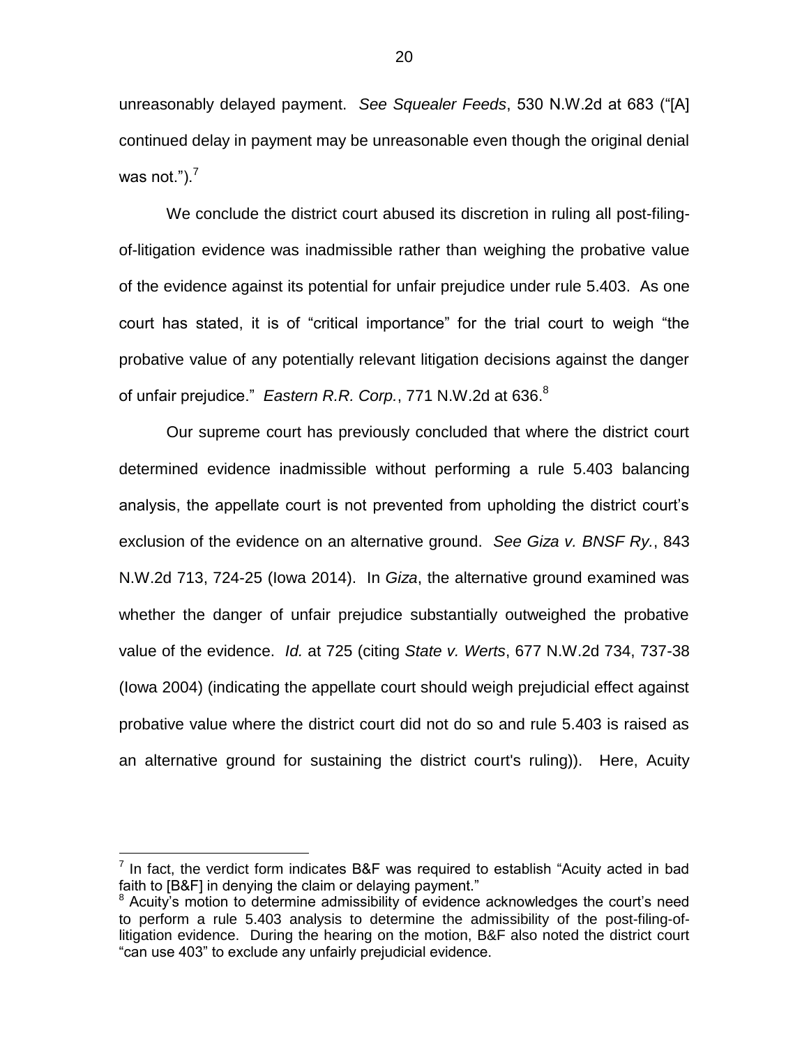unreasonably delayed payment. *See Squealer Feeds*, 530 N.W.2d at 683 ("[A] continued delay in payment may be unreasonable even though the original denial was not.").[7]

We conclude the district court abused its discretion in ruling all post-filing-of-litigation evidence was inadmissible rather than weighing the probative value of the evidence against its potential for unfair prejudice under rule 5.403. As one court has stated, it is of "critical importance" for the trial court to weigh "the probative value of any potentially relevant litigation decisions against the danger of unfair prejudice." *Eastern R.R. Corp.*, 771 N.W.2d at 636.[8]

Our supreme court has previously concluded that where the district court determined evidence inadmissible without performing a rule 5.403 balancing analysis, the appellate court is not prevented from upholding the district court's exclusion of the evidence on an alternative ground. *See Giza v. BNSF Ry.*, 843 N.W.2d 713, 724-25 (Iowa 2014). In *Giza*, the alternative ground examined was whether the danger of unfair prejudice substantially outweighed the probative value of the evidence. *Id.* at 725 (citing *State v. Werts*, 677 N.W.2d 734, 737-38 (Iowa 2004) (indicating the appellate court should weigh prejudicial effect against probative value where the district court did not do so and rule 5.403 is raised as an alternative ground for sustaining the district court's ruling)). Here, Acuity

---

[7] In fact, the verdict form indicates B&F was required to establish "Acuity acted in bad faith to [B&F] in denying the claim or delaying payment."

[8] Acuity's motion to determine admissibility of evidence acknowledges the court's need to perform a rule 5.403 analysis to determine the admissibility of the post-filing-of-litigation evidence. During the hearing on the motion, B&F also noted the district court "can use 403" to exclude any unfairly prejudicial evidence.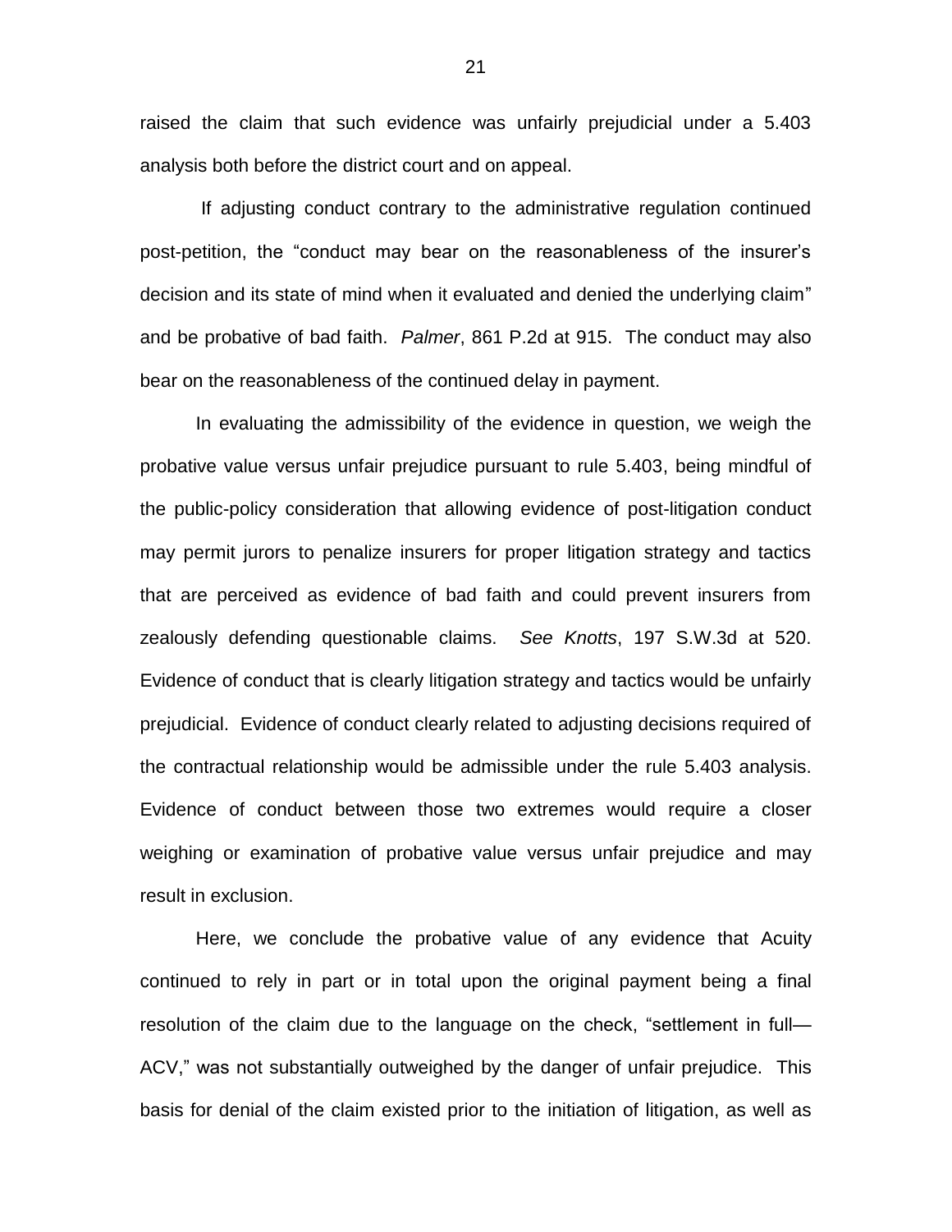raised the claim that such evidence was unfairly prejudicial under a 5.403 analysis both before the district court and on appeal.

If adjusting conduct contrary to the administrative regulation continued post-petition, the "conduct may bear on the reasonableness of the insurer's decision and its state of mind when it evaluated and denied the underlying claim" and be probative of bad faith. *Palmer*, 861 P.2d at 915. The conduct may also bear on the reasonableness of the continued delay in payment.

In evaluating the admissibility of the evidence in question, we weigh the probative value versus unfair prejudice pursuant to rule 5.403, being mindful of the public-policy consideration that allowing evidence of post-litigation conduct may permit jurors to penalize insurers for proper litigation strategy and tactics that are perceived as evidence of bad faith and could prevent insurers from zealously defending questionable claims. *See Knotts*, 197 S.W.3d at 520. Evidence of conduct that is clearly litigation strategy and tactics would be unfairly prejudicial. Evidence of conduct clearly related to adjusting decisions required of the contractual relationship would be admissible under the rule 5.403 analysis. Evidence of conduct between those two extremes would require a closer weighing or examination of probative value versus unfair prejudice and may result in exclusion.

Here, we conclude the probative value of any evidence that Acuity continued to rely in part or in total upon the original payment being a final resolution of the claim due to the language on the check, "settlement in full—ACV," was not substantially outweighed by the danger of unfair prejudice. This basis for denial of the claim existed prior to the initiation of litigation, as well as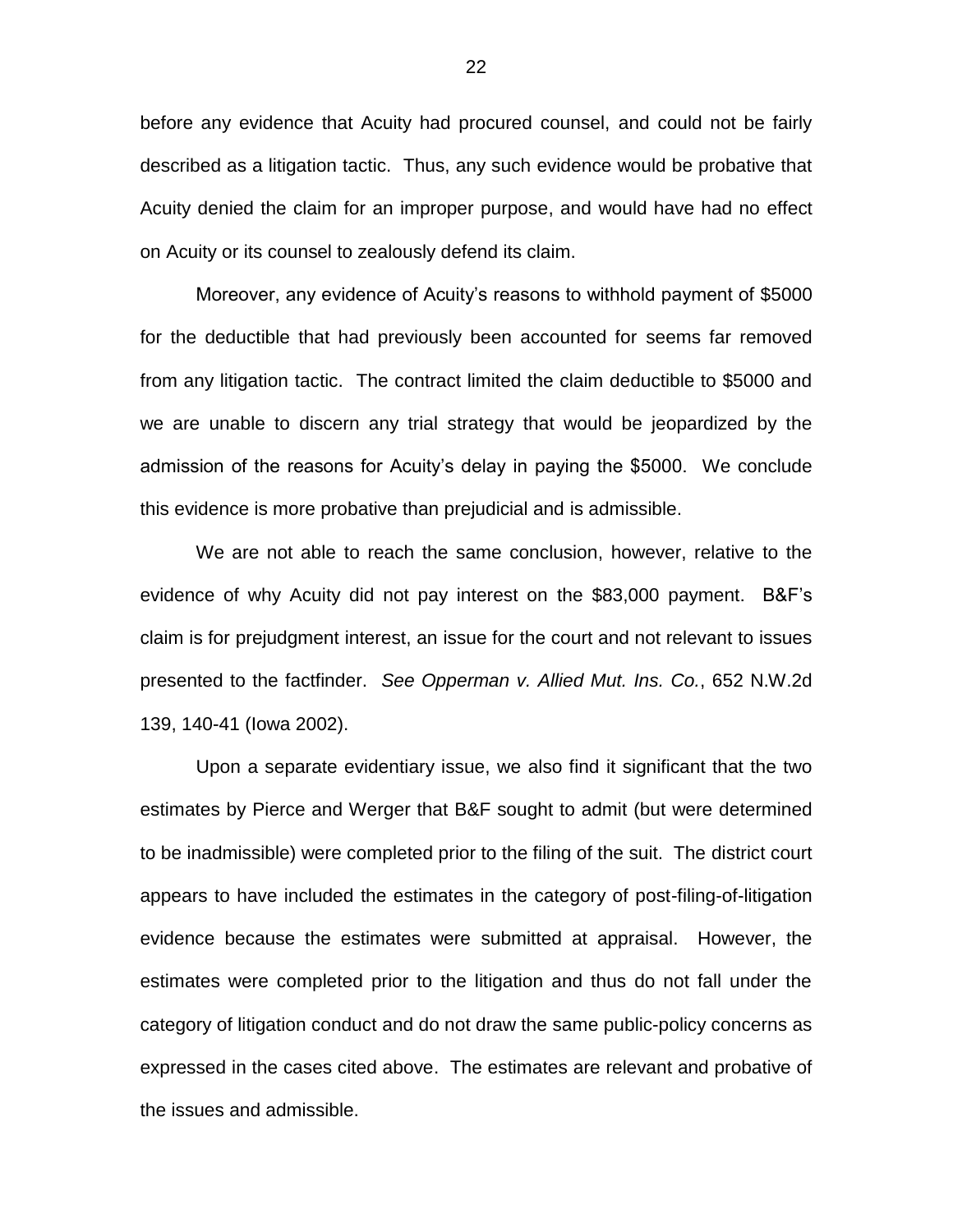before any evidence that Acuity had procured counsel, and could not be fairly described as a litigation tactic. Thus, any such evidence would be probative that Acuity denied the claim for an improper purpose, and would have had no effect on Acuity or its counsel to zealously defend its claim.

Moreover, any evidence of Acuity's reasons to withhold payment of $5000 for the deductible that had previously been accounted for seems far removed from any litigation tactic. The contract limited the claim deductible to $5000 and we are unable to discern any trial strategy that would be jeopardized by the admission of the reasons for Acuity's delay in paying the $5000. We conclude this evidence is more probative than prejudicial and is admissible.

We are not able to reach the same conclusion, however, relative to the evidence of why Acuity did not pay interest on the $83,000 payment. B&F's claim is for prejudgment interest, an issue for the court and not relevant to issues presented to the factfinder. *See Opperman v. Allied Mut. Ins. Co.*, 652 N.W.2d 139, 140-41 (Iowa 2002).

Upon a separate evidentiary issue, we also find it significant that the two estimates by Pierce and Werger that B&F sought to admit (but were determined to be inadmissible) were completed prior to the filing of the suit. The district court appears to have included the estimates in the category of post-filing-of-litigation evidence because the estimates were submitted at appraisal. However, the estimates were completed prior to the litigation and thus do not fall under the category of litigation conduct and do not draw the same public-policy concerns as expressed in the cases cited above. The estimates are relevant and probative of the issues and admissible.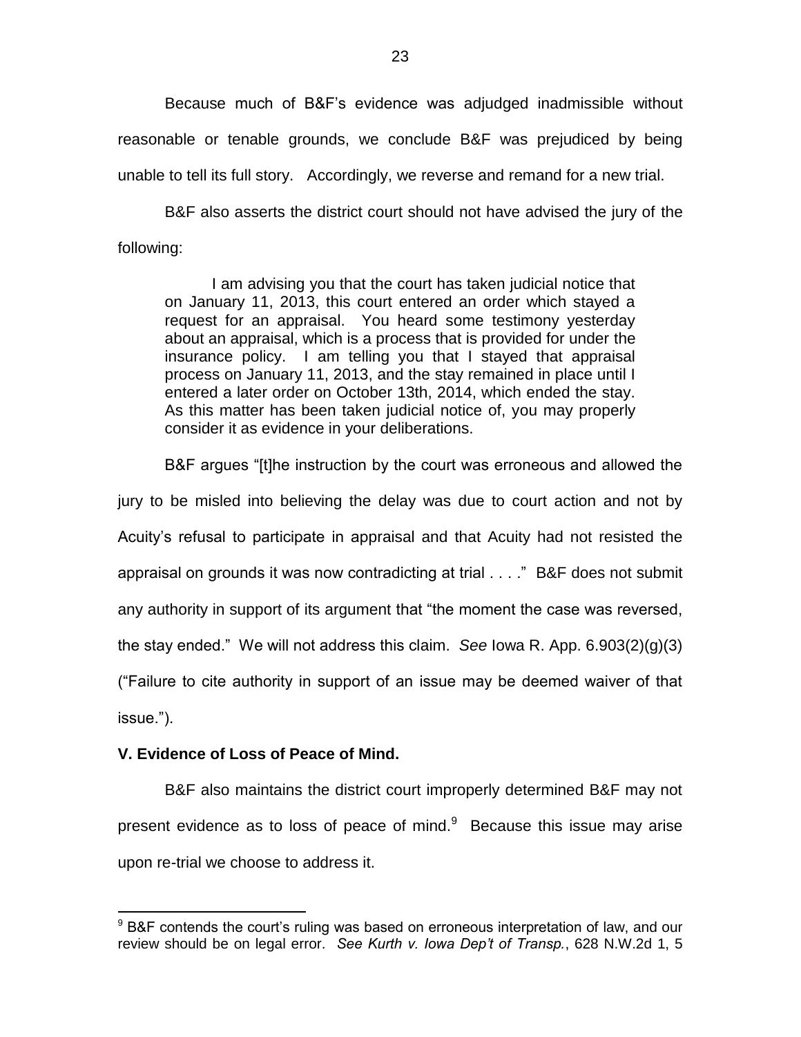Because much of B&F's evidence was adjudged inadmissible without reasonable or tenable grounds, we conclude B&F was prejudiced by being unable to tell its full story. Accordingly, we reverse and remand for a new trial.

B&F also asserts the district court should not have advised the jury of the following:

> I am advising you that the court has taken judicial notice that on January 11, 2013, this court entered an order which stayed a request for an appraisal. You heard some testimony yesterday about an appraisal, which is a process that is provided for under the insurance policy. I am telling you that I stayed that appraisal process on January 11, 2013, and the stay remained in place until I entered a later order on October 13th, 2014, which ended the stay. As this matter has been taken judicial notice of, you may properly consider it as evidence in your deliberations.

B&F argues "[t]he instruction by the court was erroneous and allowed the jury to be misled into believing the delay was due to court action and not by Acuity's refusal to participate in appraisal and that Acuity had not resisted the appraisal on grounds it was now contradicting at trial . . . ." B&F does not submit any authority in support of its argument that "the moment the case was reversed, the stay ended." We will not address this claim. *See* Iowa R. App. 6.903(2)(g)(3) ("Failure to cite authority in support of an issue may be deemed waiver of that issue.").

**V. Evidence of Loss of Peace of Mind.**

B&F also maintains the district court improperly determined B&F may not present evidence as to loss of peace of mind.[9] Because this issue may arise upon re-trial we choose to address it.

[9] B&F contends the court's ruling was based on erroneous interpretation of law, and our review should be on legal error. *See Kurth v. Iowa Dep't of Transp.*, 628 N.W.2d 1, 5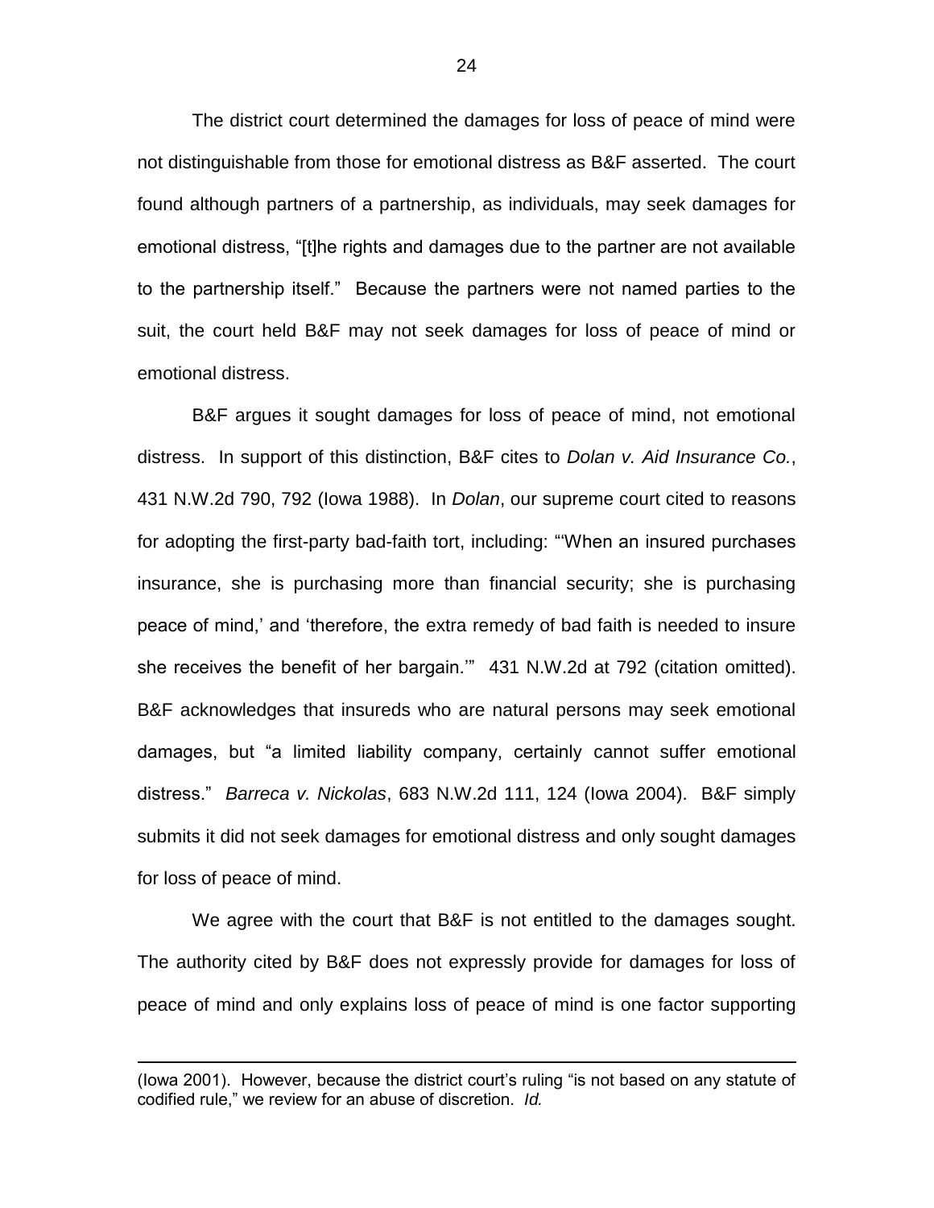The district court determined the damages for loss of peace of mind were not distinguishable from those for emotional distress as B&F asserted. The court found although partners of a partnership, as individuals, may seek damages for emotional distress, "[t]he rights and damages due to the partner are not available to the partnership itself." Because the partners were not named parties to the suit, the court held B&F may not seek damages for loss of peace of mind or emotional distress.

B&F argues it sought damages for loss of peace of mind, not emotional distress. In support of this distinction, B&F cites to *Dolan v. Aid Insurance Co.*, 431 N.W.2d 790, 792 (Iowa 1988). In *Dolan*, our supreme court cited to reasons for adopting the first-party bad-faith tort, including: "'When an insured purchases insurance, she is purchasing more than financial security; she is purchasing peace of mind,' and 'therefore, the extra remedy of bad faith is needed to insure she receives the benefit of her bargain.'" 431 N.W.2d at 792 (citation omitted). B&F acknowledges that insureds who are natural persons may seek emotional damages, but "a limited liability company, certainly cannot suffer emotional distress." *Barreca v. Nickolas*, 683 N.W.2d 111, 124 (Iowa 2004). B&F simply submits it did not seek damages for emotional distress and only sought damages for loss of peace of mind.

We agree with the court that B&F is not entitled to the damages sought. The authority cited by B&F does not expressly provide for damages for loss of peace of mind and only explains loss of peace of mind is one factor supporting

(Iowa 2001). However, because the district court's ruling "is not based on any statute of codified rule," we review for an abuse of discretion. *Id.*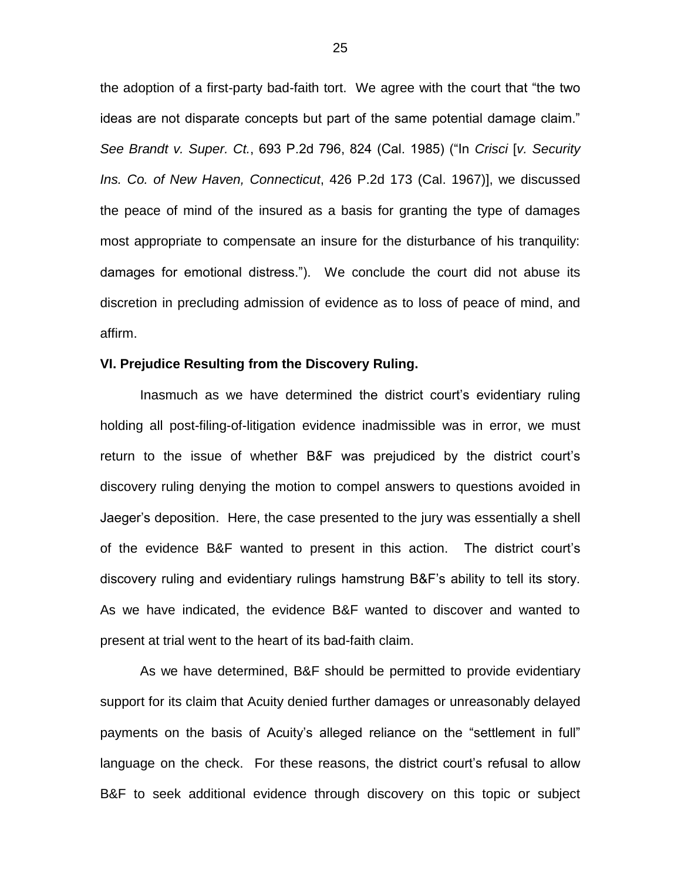the adoption of a first-party bad-faith tort. We agree with the court that "the two ideas are not disparate concepts but part of the same potential damage claim." *See Brandt v. Super. Ct.*, 693 P.2d 796, 824 (Cal. 1985) ("In *Crisci* [*v. Security Ins. Co. of New Haven, Connecticut*, 426 P.2d 173 (Cal. 1967)], we discussed the peace of mind of the insured as a basis for granting the type of damages most appropriate to compensate an insure for the disturbance of his tranquility: damages for emotional distress."). We conclude the court did not abuse its discretion in precluding admission of evidence as to loss of peace of mind, and affirm.

**VI. Prejudice Resulting from the Discovery Ruling.**

Inasmuch as we have determined the district court's evidentiary ruling holding all post-filing-of-litigation evidence inadmissible was in error, we must return to the issue of whether B&F was prejudiced by the district court's discovery ruling denying the motion to compel answers to questions avoided in Jaeger's deposition. Here, the case presented to the jury was essentially a shell of the evidence B&F wanted to present in this action. The district court's discovery ruling and evidentiary rulings hamstrung B&F's ability to tell its story. As we have indicated, the evidence B&F wanted to discover and wanted to present at trial went to the heart of its bad-faith claim.

As we have determined, B&F should be permitted to provide evidentiary support for its claim that Acuity denied further damages or unreasonably delayed payments on the basis of Acuity's alleged reliance on the "settlement in full" language on the check. For these reasons, the district court's refusal to allow B&F to seek additional evidence through discovery on this topic or subject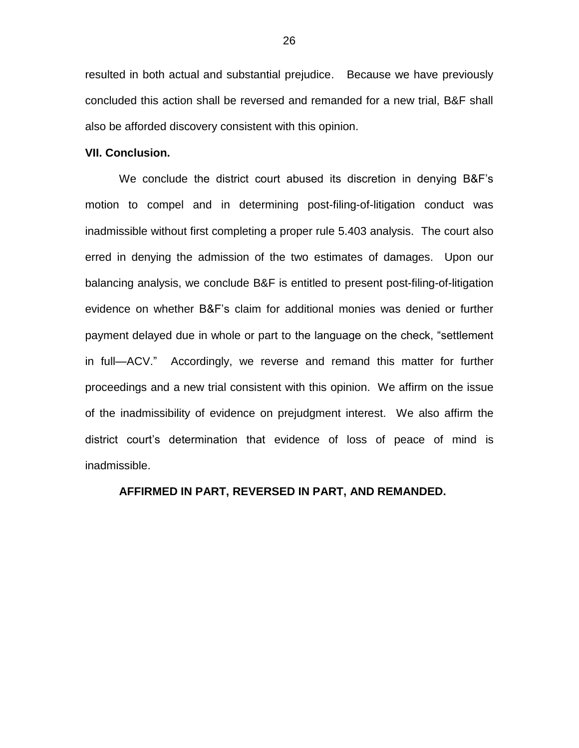resulted in both actual and substantial prejudice. Because we have previously concluded this action shall be reversed and remanded for a new trial, B&F shall also be afforded discovery consistent with this opinion.

**VII. Conclusion.**

We conclude the district court abused its discretion in denying B&F's motion to compel and in determining post-filing-of-litigation conduct was inadmissible without first completing a proper rule 5.403 analysis. The court also erred in denying the admission of the two estimates of damages. Upon our balancing analysis, we conclude B&F is entitled to present post-filing-of-litigation evidence on whether B&F's claim for additional monies was denied or further payment delayed due in whole or part to the language on the check, "settlement in full—ACV." Accordingly, we reverse and remand this matter for further proceedings and a new trial consistent with this opinion. We affirm on the issue of the inadmissibility of evidence on prejudgment interest. We also affirm the district court's determination that evidence of loss of peace of mind is inadmissible.

**AFFIRMED IN PART, REVERSED IN PART, AND REMANDED.**